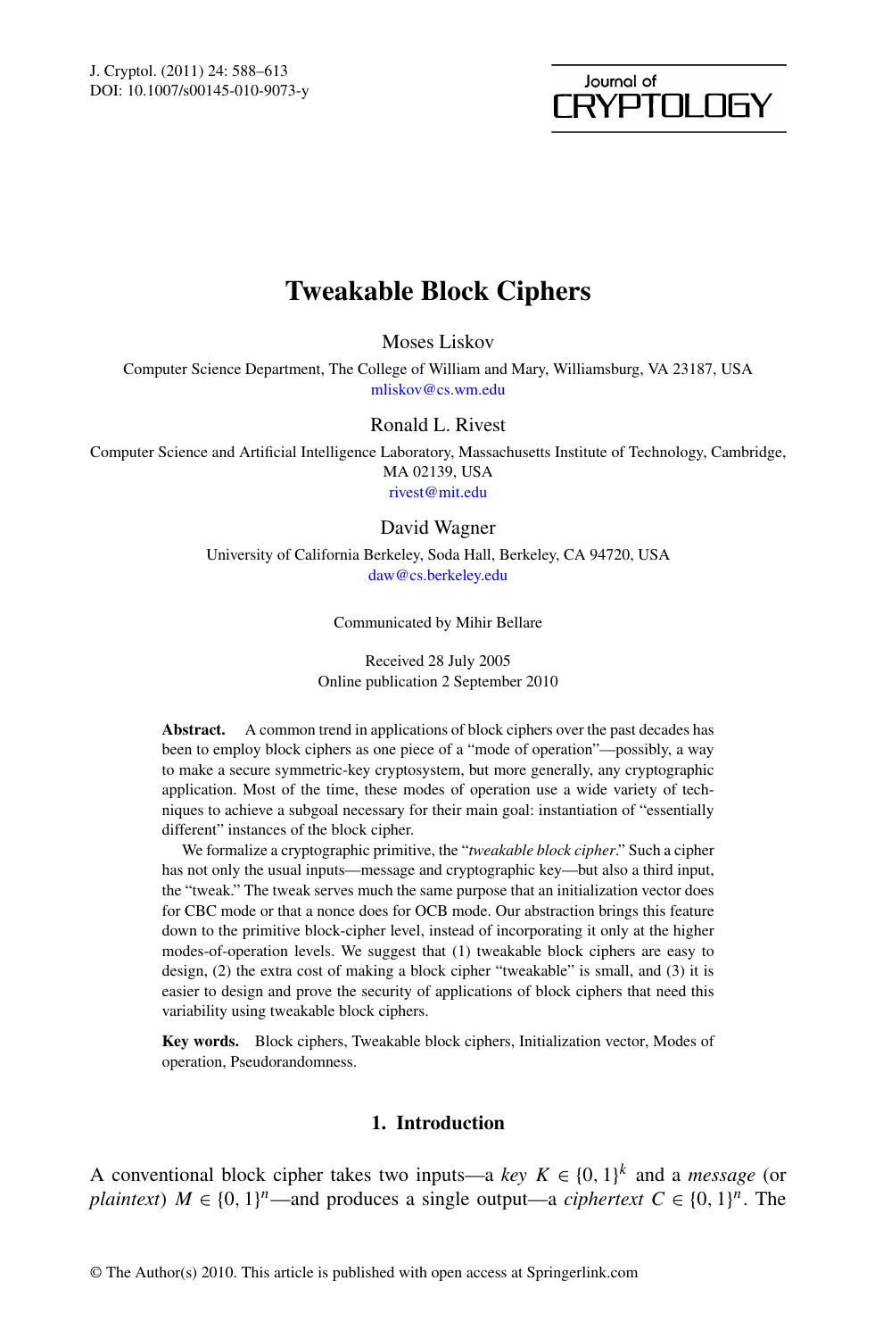# Tweakable Block Ciphers

Moses Liskov

Computer Science Department, The College of William and Mary, Williamsburg, VA 23187, USA
mliskov@cs.wm.edu

Ronald L. Rivest

Computer Science and Artificial Intelligence Laboratory, Massachusetts Institute of Technology, Cambridge, MA 02139, USA
rivest@mit.edu

David Wagner

University of California Berkeley, Soda Hall, Berkeley, CA 94720, USA
daw@cs.berkeley.edu

Communicated by Mihir Bellare

Received 28 July 2005
Online publication 2 September 2010

**Abstract.** A common trend in applications of block ciphers over the past decades has been to employ block ciphers as one piece of a "mode of operation"—possibly, a way to make a secure symmetric-key cryptosystem, but more generally, any cryptographic application. Most of the time, these modes of operation use a wide variety of techniques to achieve a subgoal necessary for their main goal: instantiation of "essentially different" instances of the block cipher.

We formalize a cryptographic primitive, the "*tweakable block cipher*." Such a cipher has not only the usual inputs—message and cryptographic key—but also a third input, the "tweak." The tweak serves much the same purpose that an initialization vector does for CBC mode or that a nonce does for OCB mode. Our abstraction brings this feature down to the primitive block-cipher level, instead of incorporating it only at the higher modes-of-operation levels. We suggest that (1) tweakable block ciphers are easy to design, (2) the extra cost of making a block cipher "tweakable" is small, and (3) it is easier to design and prove the security of applications of block ciphers that need this variability using tweakable block ciphers.

**Key words.** Block ciphers, Tweakable block ciphers, Initialization vector, Modes of operation, Pseudorandomness.

## 1. Introduction

A conventional block cipher takes two inputs—a *key* $K \in \{0, 1\}^k$ and a *message* (or *plaintext*) $M \in \{0, 1\}^n$—and produces a single output—a *ciphertext* $C \in \{0, 1\}^n$. The

© The Author(s) 2010. This article is published with open access at Springerlink.com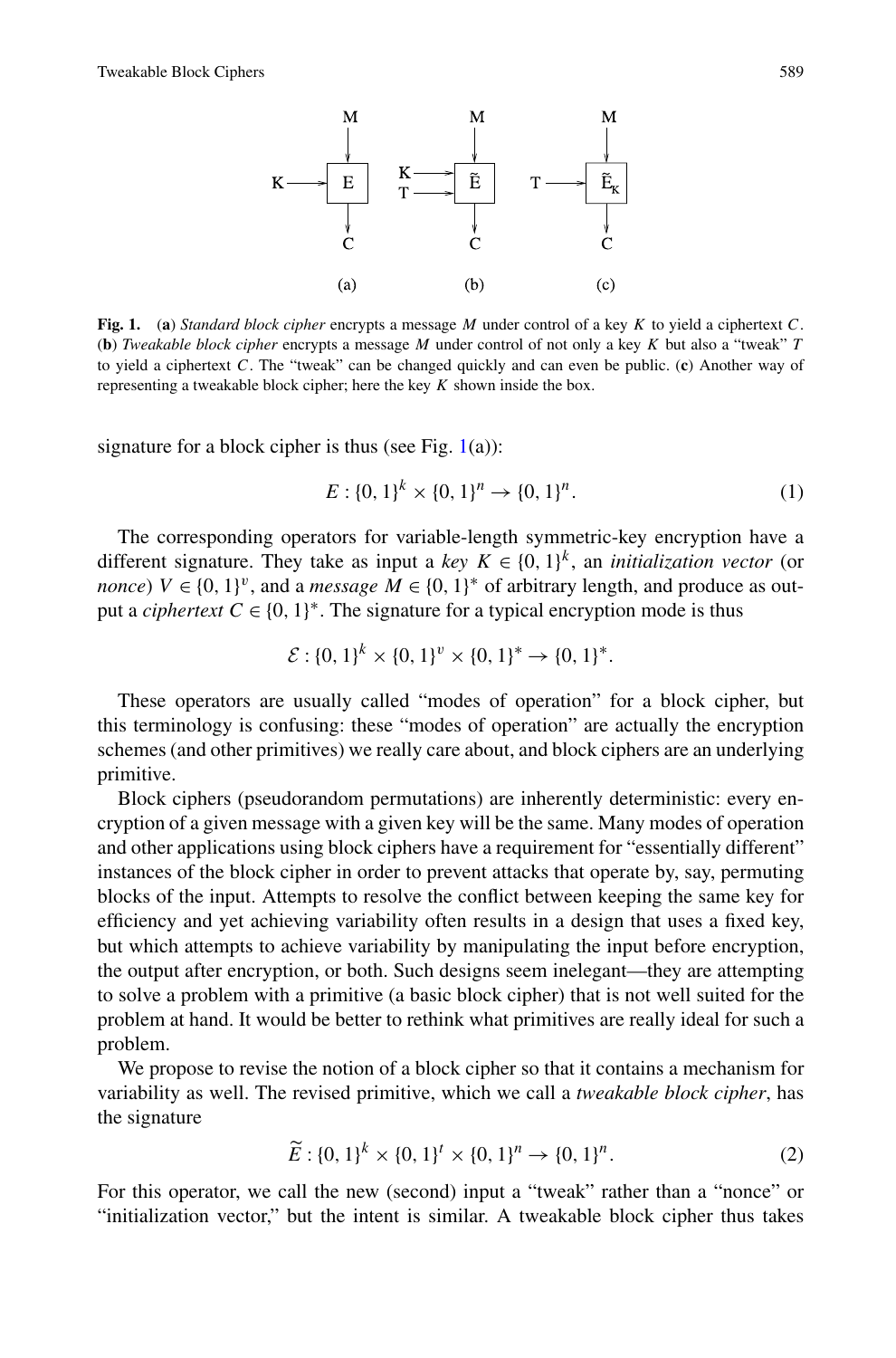**Fig. 1.** (**a**) *Standard block cipher* encrypts a message $M$ under control of a key $K$ to yield a ciphertext $C$. (**b**) *Tweakable block cipher* encrypts a message $M$ under control of not only a key $K$ but also a "tweak" $T$ to yield a ciphertext $C$. The "tweak" can be changed quickly and can even be public. (**c**) Another way of representing a tweakable block cipher; here the key $K$ shown inside the box.

signature for a block cipher is thus (see Fig. 1(a)):

$$E : \{0,1\}^k \times \{0,1\}^n \to \{0,1\}^n. \tag{1}$$

The corresponding operators for variable-length symmetric-key encryption have a different signature. They take as input a *key* $K \in \{0,1\}^k$, an *initialization vector* (or *nonce*) $V \in \{0,1\}^v$, and a *message* $M \in \{0,1\}^*$ of arbitrary length, and produce as output a *ciphertext* $C \in \{0,1\}^*$. The signature for a typical encryption mode is thus

$$\mathcal{E} : \{0,1\}^k \times \{0,1\}^v \times \{0,1\}^* \to \{0,1\}^*.$$

These operators are usually called "modes of operation" for a block cipher, but this terminology is confusing: these "modes of operation" are actually the encryption schemes (and other primitives) we really care about, and block ciphers are an underlying primitive.

Block ciphers (pseudorandom permutations) are inherently deterministic: every encryption of a given message with a given key will be the same. Many modes of operation and other applications using block ciphers have a requirement for "essentially different" instances of the block cipher in order to prevent attacks that operate by, say, permuting blocks of the input. Attempts to resolve the conflict between keeping the same key for efficiency and yet achieving variability often results in a design that uses a fixed key, but which attempts to achieve variability by manipulating the input before encryption, the output after encryption, or both. Such designs seem inelegant—they are attempting to solve a problem with a primitive (a basic block cipher) that is not well suited for the problem at hand. It would be better to rethink what primitives are really ideal for such a problem.

We propose to revise the notion of a block cipher so that it contains a mechanism for variability as well. The revised primitive, which we call a *tweakable block cipher*, has the signature

$$\widetilde{E} : \{0,1\}^k \times \{0,1\}^t \times \{0,1\}^n \to \{0,1\}^n. \tag{2}$$

For this operator, we call the new (second) input a "tweak" rather than a "nonce" or "initialization vector," but the intent is similar. A tweakable block cipher thus takes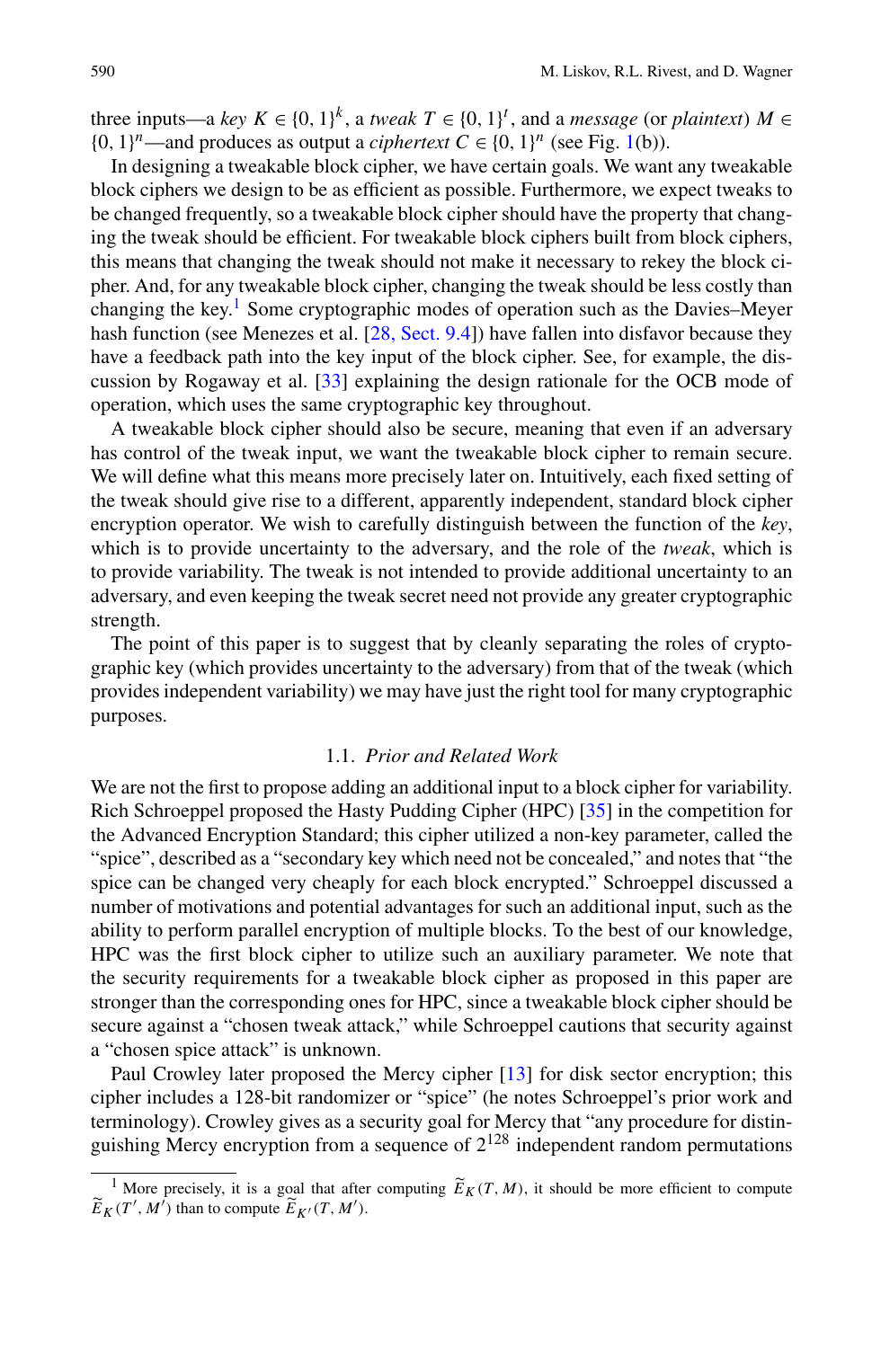three inputs—a *key* $K \in \{0,1\}^k$, a *tweak* $T \in \{0,1\}^t$, and a *message* (or *plaintext*) $M \in \{0,1\}^n$—and produces as output a *ciphertext* $C \in \{0,1\}^n$ (see Fig. 1(b)).

In designing a tweakable block cipher, we have certain goals. We want any tweakable block ciphers we design to be as efficient as possible. Furthermore, we expect tweaks to be changed frequently, so a tweakable block cipher should have the property that changing the tweak should be efficient. For tweakable block ciphers built from block ciphers, this means that changing the tweak should not make it necessary to rekey the block cipher. And, for any tweakable block cipher, changing the tweak should be less costly than changing the key.[1] Some cryptographic modes of operation such as the Davies–Meyer hash function (see Menezes et al. [28, Sect. 9.4]) have fallen into disfavor because they have a feedback path into the key input of the block cipher. See, for example, the discussion by Rogaway et al. [33] explaining the design rationale for the OCB mode of operation, which uses the same cryptographic key throughout.

A tweakable block cipher should also be secure, meaning that even if an adversary has control of the tweak input, we want the tweakable block cipher to remain secure. We will define what this means more precisely later on. Intuitively, each fixed setting of the tweak should give rise to a different, apparently independent, standard block cipher encryption operator. We wish to carefully distinguish between the function of the *key*, which is to provide uncertainty to the adversary, and the role of the *tweak*, which is to provide variability. The tweak is not intended to provide additional uncertainty to an adversary, and even keeping the tweak secret need not provide any greater cryptographic strength.

The point of this paper is to suggest that by cleanly separating the roles of cryptographic key (which provides uncertainty to the adversary) from that of the tweak (which provides independent variability) we may have just the right tool for many cryptographic purposes.

### 1.1. *Prior and Related Work*

We are not the first to propose adding an additional input to a block cipher for variability. Rich Schroeppel proposed the Hasty Pudding Cipher (HPC) [35] in the competition for the Advanced Encryption Standard; this cipher utilized a non-key parameter, called the "spice", described as a "secondary key which need not be concealed," and notes that "the spice can be changed very cheaply for each block encrypted." Schroeppel discussed a number of motivations and potential advantages for such an additional input, such as the ability to perform parallel encryption of multiple blocks. To the best of our knowledge, HPC was the first block cipher to utilize such an auxiliary parameter. We note that the security requirements for a tweakable block cipher as proposed in this paper are stronger than the corresponding ones for HPC, since a tweakable block cipher should be secure against a "chosen tweak attack," while Schroeppel cautions that security against a "chosen spice attack" is unknown.

Paul Crowley later proposed the Mercy cipher [13] for disk sector encryption; this cipher includes a 128-bit randomizer or "spice" (he notes Schroeppel's prior work and terminology). Crowley gives as a security goal for Mercy that "any procedure for distinguishing Mercy encryption from a sequence of $2^{128}$ independent random permutations

---

[1] More precisely, it is a goal that after computing $\widetilde{E}_K(T, M)$, it should be more efficient to compute $\widetilde{E}_K(T', M')$ than to compute $\widetilde{E}_{K'}(T, M')$.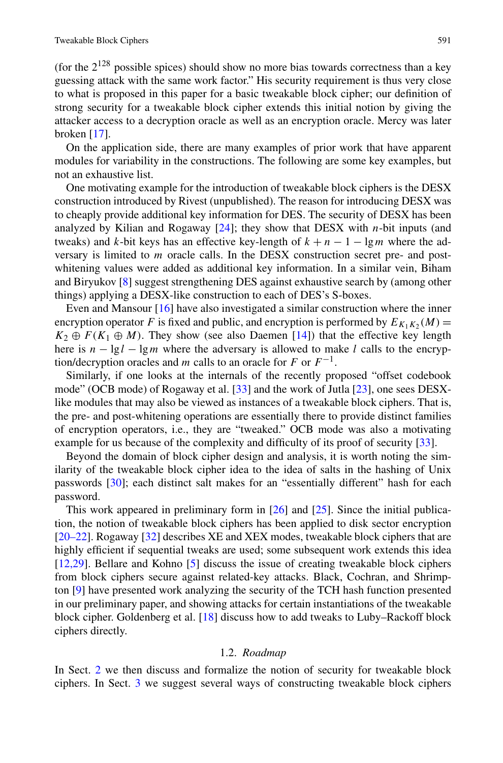(for the $2^{128}$ possible spices) should show no more bias towards correctness than a key guessing attack with the same work factor." His security requirement is thus very close to what is proposed in this paper for a basic tweakable block cipher; our definition of strong security for a tweakable block cipher extends this initial notion by giving the attacker access to a decryption oracle as well as an encryption oracle. Mercy was later broken [17].

On the application side, there are many examples of prior work that have apparent modules for variability in the constructions. The following are some key examples, but not an exhaustive list.

One motivating example for the introduction of tweakable block ciphers is the DESX construction introduced by Rivest (unpublished). The reason for introducing DESX was to cheaply provide additional key information for DES. The security of DESX has been analyzed by Kilian and Rogaway [24]; they show that DESX with $n$-bit inputs (and tweaks) and $k$-bit keys has an effective key-length of $k + n - 1 - \lg m$ where the adversary is limited to $m$ oracle calls. In the DESX construction secret pre- and post-whitening values were added as additional key information. In a similar vein, Biham and Biryukov [8] suggest strengthening DES against exhaustive search by (among other things) applying a DESX-like construction to each of DES's S-boxes.

Even and Mansour [16] have also investigated a similar construction where the inner encryption operator $F$ is fixed and public, and encryption is performed by $E_{K_1 K_2}(M) = K_2 \oplus F(K_1 \oplus M)$. They show (see also Daemen [14]) that the effective key length here is $n - \lg l - \lg m$ where the adversary is allowed to make $l$ calls to the encryption/decryption oracles and $m$ calls to an oracle for $F$ or $F^{-1}$.

Similarly, if one looks at the internals of the recently proposed "offset codebook mode" (OCB mode) of Rogaway et al. [33] and the work of Jutla [23], one sees DESX-like modules that may also be viewed as instances of a tweakable block ciphers. That is, the pre- and post-whitening operations are essentially there to provide distinct families of encryption operators, i.e., they are "tweaked." OCB mode was also a motivating example for us because of the complexity and difficulty of its proof of security [33].

Beyond the domain of block cipher design and analysis, it is worth noting the similarity of the tweakable block cipher idea to the idea of salts in the hashing of Unix passwords [30]; each distinct salt makes for an "essentially different" hash for each password.

This work appeared in preliminary form in [26] and [25]. Since the initial publication, the notion of tweakable block ciphers has been applied to disk sector encryption [20–22]. Rogaway [32] describes XE and XEX modes, tweakable block ciphers that are highly efficient if sequential tweaks are used; some subsequent work extends this idea [12,29]. Bellare and Kohno [5] discuss the issue of creating tweakable block ciphers from block ciphers secure against related-key attacks. Black, Cochran, and Shrimpton [9] have presented work analyzing the security of the TCH hash function presented in our preliminary paper, and showing attacks for certain instantiations of the tweakable block cipher. Goldenberg et al. [18] discuss how to add tweaks to Luby–Rackoff block ciphers directly.

### 1.2. *Roadmap*

In Sect. 2 we then discuss and formalize the notion of security for tweakable block ciphers. In Sect. 3 we suggest several ways of constructing tweakable block ciphers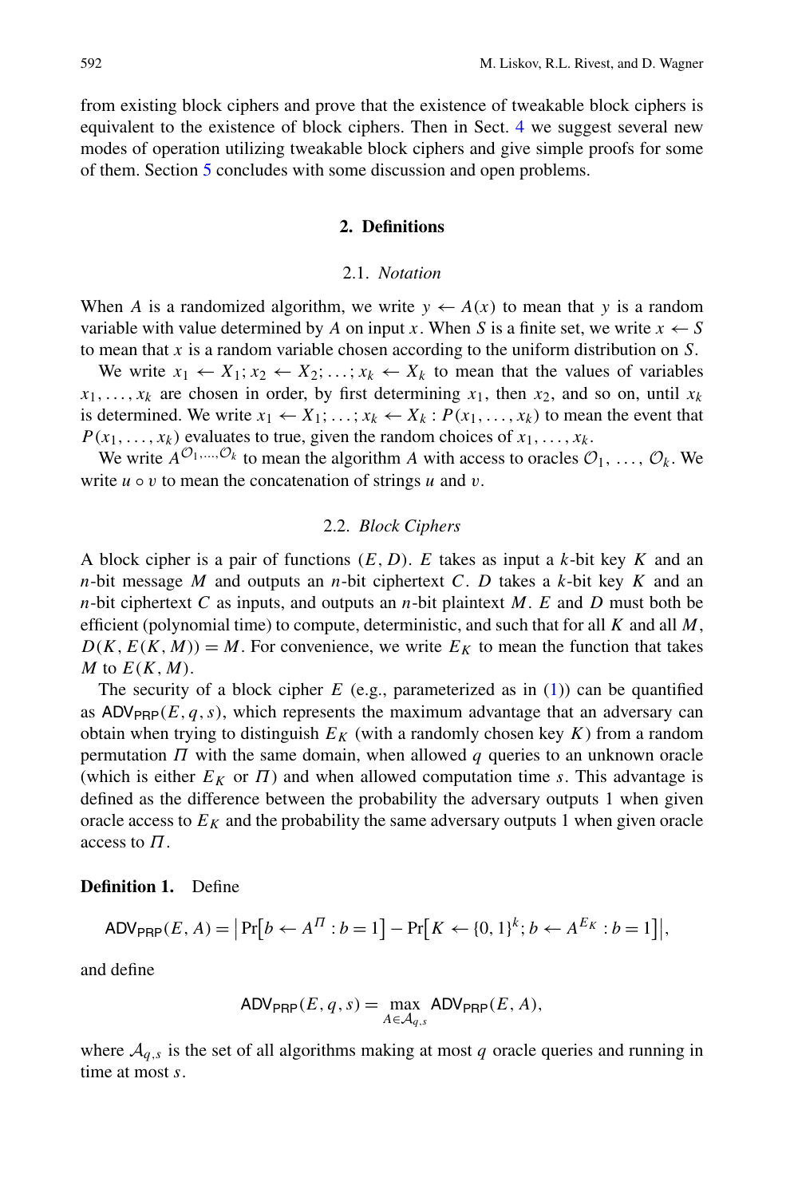from existing block ciphers and prove that the existence of tweakable block ciphers is equivalent to the existence of block ciphers. Then in Sect. 4 we suggest several new modes of operation utilizing tweakable block ciphers and give simple proofs for some of them. Section 5 concludes with some discussion and open problems.

## 2. Definitions

### 2.1. *Notation*

When $A$ is a randomized algorithm, we write $y \leftarrow A(x)$ to mean that $y$ is a random variable with value determined by $A$ on input $x$. When $S$ is a finite set, we write $x \leftarrow S$ to mean that $x$ is a random variable chosen according to the uniform distribution on $S$.

We write $x_1 \leftarrow X_1; x_2 \leftarrow X_2; \ldots; x_k \leftarrow X_k$ to mean that the values of variables $x_1, \ldots, x_k$ are chosen in order, by first determining $x_1$, then $x_2$, and so on, until $x_k$ is determined. We write $x_1 \leftarrow X_1; \ldots; x_k \leftarrow X_k : P(x_1, \ldots, x_k)$ to mean the event that $P(x_1, \ldots, x_k)$ evaluates to true, given the random choices of $x_1, \ldots, x_k$.

We write $A^{\mathcal{O}_1, \ldots, \mathcal{O}_k}$ to mean the algorithm $A$ with access to oracles $\mathcal{O}_1, \ldots, \mathcal{O}_k$. We write $u \circ v$ to mean the concatenation of strings $u$ and $v$.

### 2.2. *Block Ciphers*

A block cipher is a pair of functions $(E, D)$. $E$ takes as input a $k$-bit key $K$ and an $n$-bit message $M$ and outputs an $n$-bit ciphertext $C$. $D$ takes a $k$-bit key $K$ and an $n$-bit ciphertext $C$ as inputs, and outputs an $n$-bit plaintext $M$. $E$ and $D$ must both be efficient (polynomial time) to compute, deterministic, and such that for all $K$ and all $M$, $D(K, E(K, M)) = M$. For convenience, we write $E_K$ to mean the function that takes $M$ to $E(K, M)$.

The security of a block cipher $E$ (e.g., parameterized as in (1)) can be quantified as $\mathsf{ADV}_{\mathsf{PRP}}(E, q, s)$, which represents the maximum advantage that an adversary can obtain when trying to distinguish $E_K$ (with a randomly chosen key $K$) from a random permutation $\Pi$ with the same domain, when allowed $q$ queries to an unknown oracle (which is either $E_K$ or $\Pi$) and when allowed computation time $s$. This advantage is defined as the difference between the probability the adversary outputs 1 when given oracle access to $E_K$ and the probability the same adversary outputs 1 when given oracle access to $\Pi$.

**Definition 1.** Define

$$\mathsf{ADV}_{\mathsf{PRP}}(E, A) = \left|\Pr\left[b \leftarrow A^{\Pi} : b = 1\right] - \Pr\left[K \leftarrow \{0,1\}^k; b \leftarrow A^{E_K} : b = 1\right]\right|,$$

and define

$$\mathsf{ADV}_{\mathsf{PRP}}(E, q, s) = \max_{A \in \mathcal{A}_{q,s}} \mathsf{ADV}_{\mathsf{PRP}}(E, A),$$

where $\mathcal{A}_{q,s}$ is the set of all algorithms making at most $q$ oracle queries and running in time at most $s$.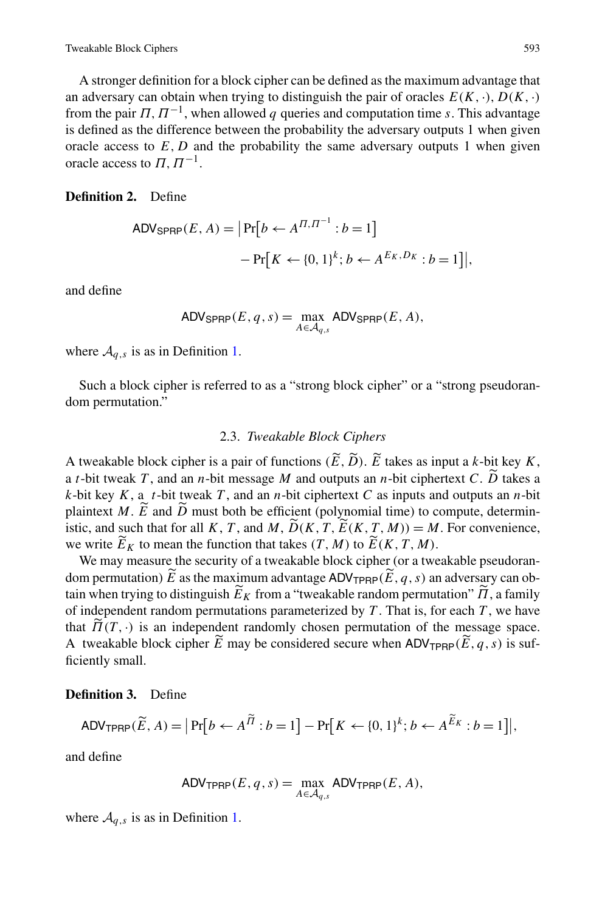A stronger definition for a block cipher can be defined as the maximum advantage that an adversary can obtain when trying to distinguish the pair of oracles $E(K, \cdot)$, $D(K, \cdot)$ from the pair $\Pi, \Pi^{-1}$, when allowed $q$ queries and computation time $s$. This advantage is defined as the difference between the probability the adversary outputs 1 when given oracle access to $E, D$ and the probability the same adversary outputs 1 when given oracle access to $\Pi, \Pi^{-1}$.

**Definition 2.** Define

$$\mathsf{ADV}_{\mathsf{SPRP}}(E, A) = \big| \Pr\big[b \leftarrow A^{\Pi, \Pi^{-1}} : b = 1\big] - \Pr\big[K \leftarrow \{0,1\}^k; b \leftarrow A^{E_K, D_K} : b = 1\big]\big|,$$

and define

$$\mathsf{ADV}_{\mathsf{SPRP}}(E, q, s) = \max_{A \in \mathcal{A}_{q,s}} \mathsf{ADV}_{\mathsf{SPRP}}(E, A),$$

where $\mathcal{A}_{q,s}$ is as in Definition 1.

Such a block cipher is referred to as a "strong block cipher" or a "strong pseudorandom permutation."

### 2.3. *Tweakable Block Ciphers*

A tweakable block cipher is a pair of functions $(\widetilde{E}, \widetilde{D})$. $\widetilde{E}$ takes as input a $k$-bit key $K$, a $t$-bit tweak $T$, and an $n$-bit message $M$ and outputs an $n$-bit ciphertext $C$. $\widetilde{D}$ takes a $k$-bit key $K$, a $t$-bit tweak $T$, and an $n$-bit ciphertext $C$ as inputs and outputs an $n$-bit plaintext $M$. $\widetilde{E}$ and $\widetilde{D}$ must both be efficient (polynomial time) to compute, deterministic, and such that for all $K$, $T$, and $M$, $\widetilde{D}(K, T, \widetilde{E}(K, T, M)) = M$. For convenience, we write $\widetilde{E}_K$ to mean the function that takes $(T, M)$ to $\widetilde{E}(K, T, M)$.

We may measure the security of a tweakable block cipher (or a tweakable pseudorandom permutation) $\widetilde{E}$ as the maximum advantage $\mathsf{ADV}_{\mathsf{TPRP}}(\widetilde{E}, q, s)$ an adversary can obtain when trying to distinguish $\widetilde{E}_K$ from a "tweakable random permutation" $\widetilde{\Pi}$, a family of independent random permutations parameterized by $T$. That is, for each $T$, we have that $\widetilde{\Pi}(T, \cdot)$ is an independent randomly chosen permutation of the message space. A tweakable block cipher $\widetilde{E}$ may be considered secure when $\mathsf{ADV}_{\mathsf{TPRP}}(\widetilde{E}, q, s)$ is sufficiently small.

**Definition 3.** Define

$$\mathsf{ADV}_{\mathsf{TPRP}}(\widetilde{E}, A) = \big| \Pr\big[b \leftarrow A^{\widetilde{\Pi}} : b = 1\big] - \Pr\big[K \leftarrow \{0,1\}^k; b \leftarrow A^{\widetilde{E}_K} : b = 1\big]\big|,$$

and define

$$\mathsf{ADV}_{\mathsf{TPRP}}(E, q, s) = \max_{A \in \mathcal{A}_{q,s}} \mathsf{ADV}_{\mathsf{TPRP}}(E, A),$$

where $\mathcal{A}_{q,s}$ is as in Definition 1.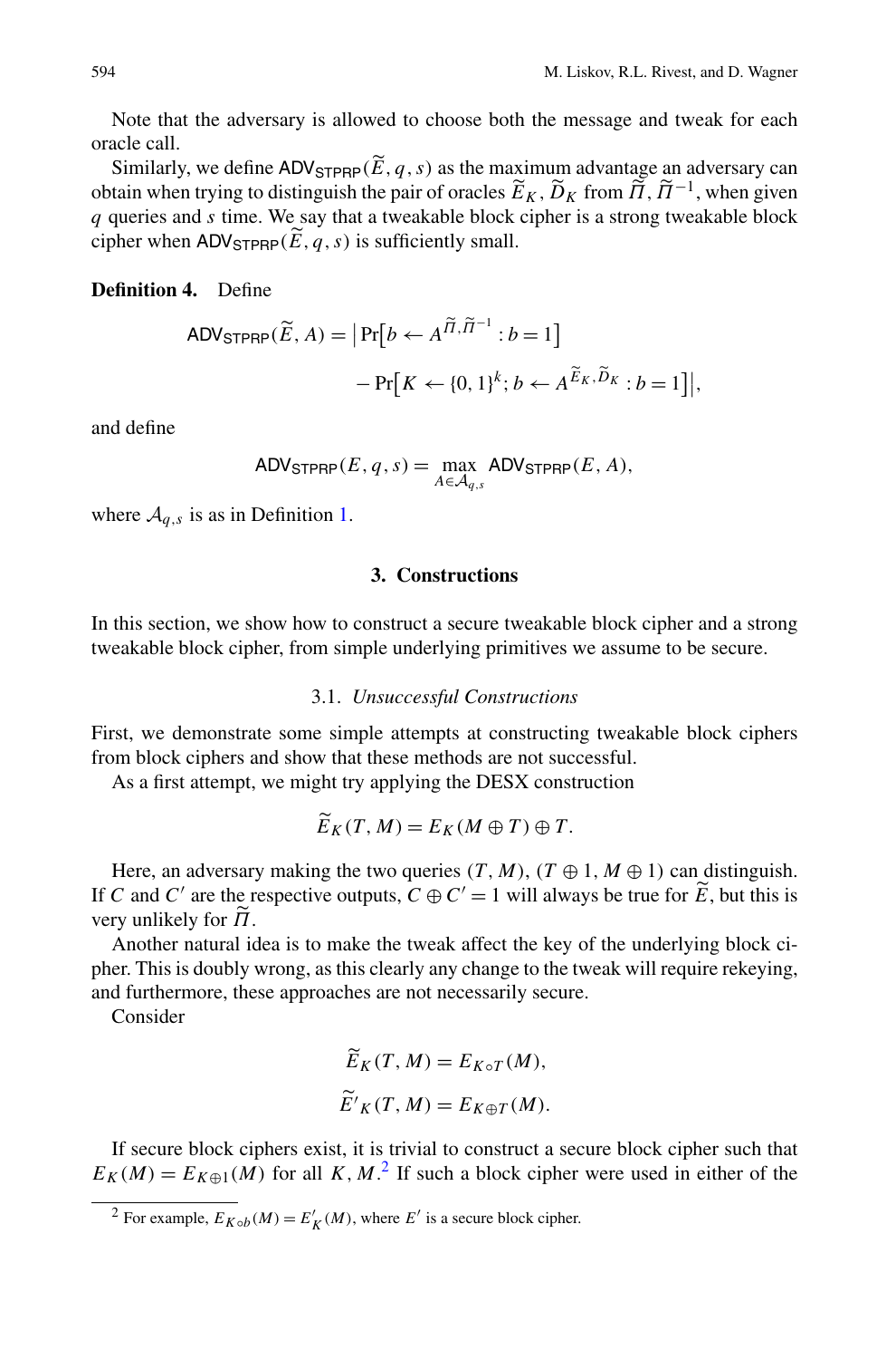Note that the adversary is allowed to choose both the message and tweak for each oracle call.

Similarly, we define $\mathsf{ADV}_{\mathsf{STPRP}}(\widetilde{E}, q, s)$ as the maximum advantage an adversary can obtain when trying to distinguish the pair of oracles $\widetilde{E}_K, \widetilde{D}_K$ from $\widetilde{\Pi}, \widetilde{\Pi}^{-1}$, when given $q$ queries and $s$ time. We say that a tweakable block cipher is a strong tweakable block cipher when $\mathsf{ADV}_{\mathsf{STPRP}}(\widetilde{E}, q, s)$ is sufficiently small.

**Definition 4.** Define

$$\mathsf{ADV}_{\mathsf{STPRP}}(\widetilde{E}, A) = \big|\Pr\big[b \leftarrow A^{\widetilde{\Pi}, \widetilde{\Pi}^{-1}} : b = 1\big] - \Pr\big[K \leftarrow \{0,1\}^k; b \leftarrow A^{\widetilde{E}_K, \widetilde{D}_K} : b = 1\big]\big|,$$

and define

$$\mathsf{ADV}_{\mathsf{STPRP}}(E, q, s) = \max_{A \in \mathcal{A}_{q,s}} \mathsf{ADV}_{\mathsf{STPRP}}(E, A),$$

where $\mathcal{A}_{q,s}$ is as in Definition 1.

## 3. Constructions

In this section, we show how to construct a secure tweakable block cipher and a strong tweakable block cipher, from simple underlying primitives we assume to be secure.

### 3.1. *Unsuccessful Constructions*

First, we demonstrate some simple attempts at constructing tweakable block ciphers from block ciphers and show that these methods are not successful.

As a first attempt, we might try applying the DESX construction

$$\widetilde{E}_K(T, M) = E_K(M \oplus T) \oplus T.$$

Here, an adversary making the two queries $(T, M)$, $(T \oplus 1, M \oplus 1)$ can distinguish. If $C$ and $C'$ are the respective outputs, $C \oplus C' = 1$ will always be true for $\widetilde{E}$, but this is very unlikely for $\widetilde{\Pi}$.

Another natural idea is to make the tweak affect the key of the underlying block cipher. This is doubly wrong, as this clearly any change to the tweak will require rekeying, and furthermore, these approaches are not necessarily secure.

Consider

$$\widetilde{E}_K(T, M) = E_{K \circ T}(M),$$

$$\widetilde{E}'_K(T, M) = E_{K \oplus T}(M).$$

If secure block ciphers exist, it is trivial to construct a secure block cipher such that $E_K(M) = E_{K \oplus 1}(M)$ for all $K, M$.[2] If such a block cipher were used in either of the

[2] For example, $E_{K \circ b}(M) = E'_K(M)$, where $E'$ is a secure block cipher.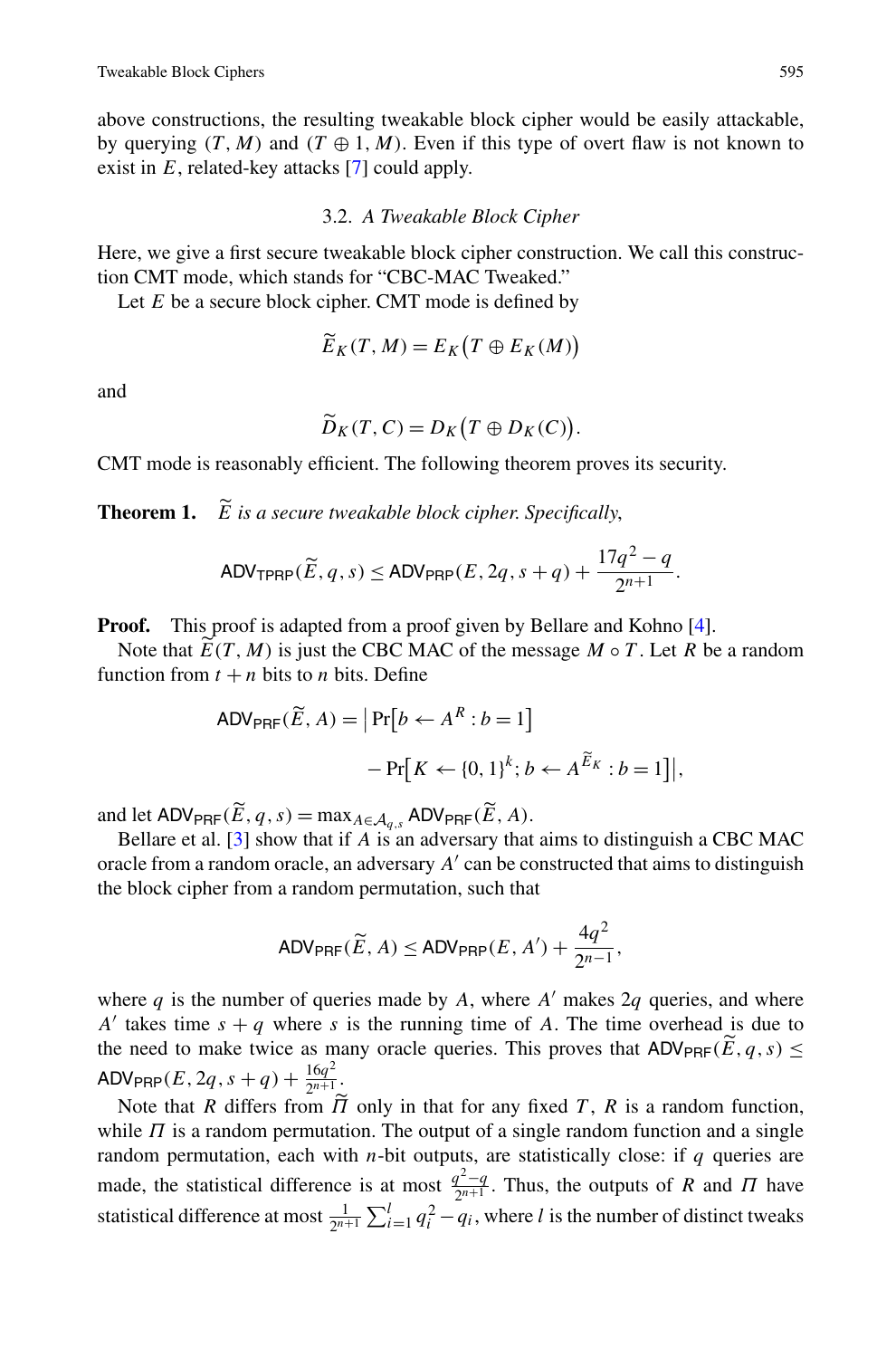above constructions, the resulting tweakable block cipher would be easily attackable, by querying $(T, M)$ and $(T \oplus 1, M)$. Even if this type of overt flaw is not known to exist in $E$, related-key attacks [7] could apply.

### 3.2. *A Tweakable Block Cipher*

Here, we give a first secure tweakable block cipher construction. We call this construction CMT mode, which stands for "CBC-MAC Tweaked."

Let $E$ be a secure block cipher. CMT mode is defined by

$$\widetilde{E}_K(T, M) = E_K\big(T \oplus E_K(M)\big)$$

and

$$\widetilde{D}_K(T, C) = D_K\big(T \oplus D_K(C)\big).$$

CMT mode is reasonably efficient. The following theorem proves its security.

**Theorem 1.** *$\widetilde{E}$ is a secure tweakable block cipher. Specifically,*

$$\mathsf{ADV}_{\mathsf{TPRP}}(\widetilde{E}, q, s) \le \mathsf{ADV}_{\mathsf{PRP}}(E, 2q, s+q) + \frac{17q^2 - q}{2^{n+1}}.$$

**Proof.** This proof is adapted from a proof given by Bellare and Kohno [4].

Note that $\widetilde{E}(T, M)$ is just the CBC MAC of the message $M \circ T$. Let $R$ be a random function from $t+n$ bits to $n$ bits. Define

$$\mathsf{ADV}_{\mathsf{PRF}}(\widetilde{E}, A) = \big|\Pr\big[b \leftarrow A^R : b = 1\big] - \Pr\big[K \leftarrow \{0,1\}^k; b \leftarrow A^{\widetilde{E}_K} : b = 1\big]\big|,$$

and let $\mathsf{ADV}_{\mathsf{PRF}}(\widetilde{E}, q, s) = \max_{A \in \mathcal{A}_{q,s}} \mathsf{ADV}_{\mathsf{PRF}}(\widetilde{E}, A)$.

Bellare et al. [3] show that if $A$ is an adversary that aims to distinguish a CBC MAC oracle from a random oracle, an adversary $A'$ can be constructed that aims to distinguish the block cipher from a random permutation, such that

$$\mathsf{ADV}_{\mathsf{PRF}}(\widetilde{E}, A) \le \mathsf{ADV}_{\mathsf{PRP}}(E, A') + \frac{4q^2}{2^{n-1}},$$

where $q$ is the number of queries made by $A$, where $A'$ makes $2q$ queries, and where $A'$ takes time $s+q$ where $s$ is the running time of $A$. The time overhead is due to the need to make twice as many oracle queries. This proves that $\mathsf{ADV}_{\mathsf{PRF}}(\widetilde{E}, q, s) \le \mathsf{ADV}_{\mathsf{PRP}}(E, 2q, s+q) + \frac{16q^2}{2^{n+1}}$.

Note that $R$ differs from $\widetilde{\Pi}$ only in that for any fixed $T$, $R$ is a random function, while $\Pi$ is a random permutation. The output of a single random function and a single random permutation, each with $n$-bit outputs, are statistically close: if $q$ queries are made, the statistical difference is at most $\frac{q^2-q}{2^{n+1}}$. Thus, the outputs of $R$ and $\Pi$ have statistical difference at most $\frac{1}{2^{n+1}}\sum_{i=1}^{l} q_i^2 - q_i$, where $l$ is the number of distinct tweaks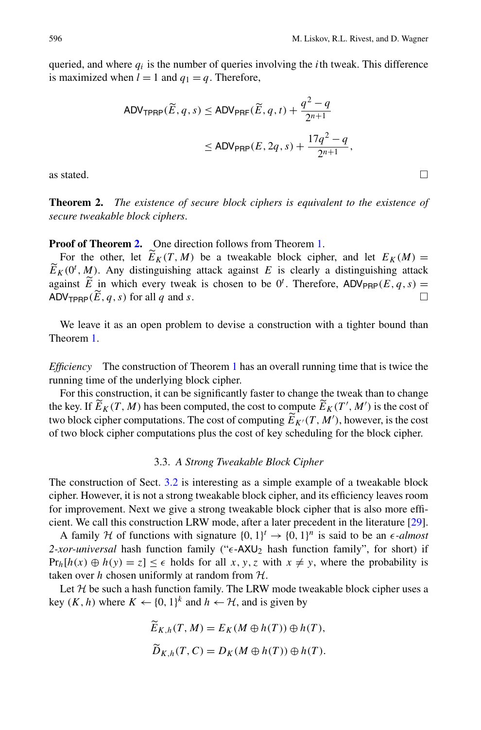queried, and where $q_i$ is the number of queries involving the $i$th tweak. This difference is maximized when $l = 1$ and $q_1 = q$. Therefore,

$$\mathsf{ADV}_{\mathsf{TPRP}}(\widetilde{E}, q, s) \le \mathsf{ADV}_{\mathsf{PRF}}(\widetilde{E}, q, t) + \frac{q^2 - q}{2^{n+1}}$$

$$\le \mathsf{ADV}_{\mathsf{PRP}}(E, 2q, s) + \frac{17q^2 - q}{2^{n+1}},$$

as stated. □

**Theorem 2.** *The existence of secure block ciphers is equivalent to the existence of secure tweakable block ciphers.*

**Proof of Theorem 2.** One direction follows from Theorem 1.

For the other, let $\widetilde{E}_K(T, M)$ be a tweakable block cipher, and let $E_K(M) = \widetilde{E}_K(0^t, M)$. Any distinguishing attack against $E$ is clearly a distinguishing attack against $\widetilde{E}$ in which every tweak is chosen to be $0^t$. Therefore, $\mathsf{ADV}_{\mathsf{PRP}}(E, q, s) = \mathsf{ADV}_{\mathsf{TPRP}}(\widetilde{E}, q, s)$ for all $q$ and $s$. □

We leave it as an open problem to devise a construction with a tighter bound than Theorem 1.

*Efficiency* The construction of Theorem 1 has an overall running time that is twice the running time of the underlying block cipher.

For this construction, it can be significantly faster to change the tweak than to change the key. If $\widetilde{E}_K(T, M)$ has been computed, the cost to compute $\widetilde{E}_K(T', M')$ is the cost of two block cipher computations. The cost of computing $\widetilde{E}_{K'}(T, M')$, however, is the cost of two block cipher computations plus the cost of key scheduling for the block cipher.

### 3.3. *A Strong Tweakable Block Cipher*

The construction of Sect. 3.2 is interesting as a simple example of a tweakable block cipher. However, it is not a strong tweakable block cipher, and its efficiency leaves room for improvement. Next we give a strong tweakable block cipher that is also more efficient. We call this construction LRW mode, after a later precedent in the literature [29].

A family $\mathcal{H}$ of functions with signature $\{0,1\}^t \to \{0,1\}^n$ is said to be an $\epsilon$*-almost 2-xor-universal* hash function family ("$\epsilon$-$\mathsf{AXU}_2$ hash function family", for short) if $\Pr_h[h(x) \oplus h(y) = z] \le \epsilon$ holds for all $x, y, z$ with $x \ne y$, where the probability is taken over $h$ chosen uniformly at random from $\mathcal{H}$.

Let $\mathcal{H}$ be such a hash function family. The LRW mode tweakable block cipher uses a key $(K, h)$ where $K \leftarrow \{0,1\}^k$ and $h \leftarrow \mathcal{H}$, and is given by

$$\widetilde{E}_{K,h}(T, M) = E_K(M \oplus h(T)) \oplus h(T),$$

$$\widetilde{D}_{K,h}(T, C) = D_K(M \oplus h(T)) \oplus h(T).$$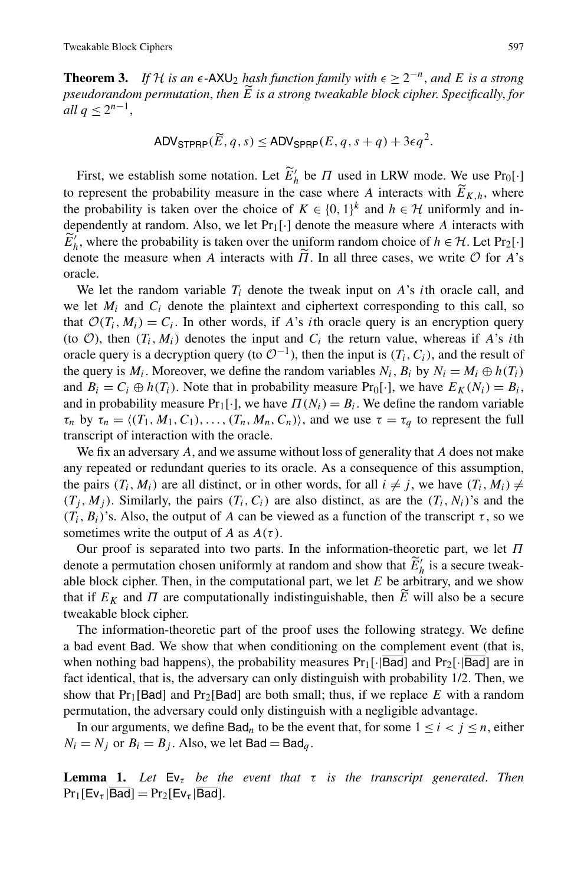**Theorem 3.** *If $\mathcal{H}$ is an $\epsilon$-$\mathsf{AXU}_2$ hash function family with $\epsilon \geq 2^{-n}$, and $E$ is a strong pseudorandom permutation, then $\widetilde{E}$ is a strong tweakable block cipher. Specifically, for all $q \leq 2^{n-1}$,*

$$\mathsf{ADV}_{\mathsf{STPRP}}(\widetilde{E}, q, s) \leq \mathsf{ADV}_{\mathsf{SPRP}}(E, q, s+q) + 3\epsilon q^2.$$

First, we establish some notation. Let $\widetilde{E}'_h$ be $\Pi$ used in LRW mode. We use $\Pr_0[\cdot]$ to represent the probability measure in the case where $A$ interacts with $\widetilde{E}_{K,h}$, where the probability is taken over the choice of $K \in \{0,1\}^k$ and $h \in \mathcal{H}$ uniformly and independently at random. Also, we let $\Pr_1[\cdot]$ denote the measure where $A$ interacts with $\widetilde{E}'_h$, where the probability is taken over the uniform random choice of $h \in \mathcal{H}$. Let $\Pr_2[\cdot]$ denote the measure when $A$ interacts with $\widetilde{\Pi}$. In all three cases, we write $\mathcal{O}$ for $A$'s oracle.

We let the random variable $T_i$ denote the tweak input on $A$'s $i$th oracle call, and we let $M_i$ and $C_i$ denote the plaintext and ciphertext corresponding to this call, so that $\mathcal{O}(T_i, M_i) = C_i$. In other words, if $A$'s $i$th oracle query is an encryption query (to $\mathcal{O}$), then $(T_i, M_i)$ denotes the input and $C_i$ the return value, whereas if $A$'s $i$th oracle query is a decryption query (to $\mathcal{O}^{-1}$), then the input is $(T_i, C_i)$, and the result of the query is $M_i$. Moreover, we define the random variables $N_i, B_i$ by $N_i = M_i \oplus h(T_i)$ and $B_i = C_i \oplus h(T_i)$. Note that in probability measure $\Pr_0[\cdot]$, we have $E_K(N_i) = B_i$, and in probability measure $\Pr_1[\cdot]$, we have $\Pi(N_i) = B_i$. We define the random variable $\tau_n$ by $\tau_n = \langle (T_1, M_1, C_1), \ldots, (T_n, M_n, C_n) \rangle$, and we use $\tau = \tau_q$ to represent the full transcript of interaction with the oracle.

We fix an adversary $A$, and we assume without loss of generality that $A$ does not make any repeated or redundant queries to its oracle. As a consequence of this assumption, the pairs $(T_i, M_i)$ are all distinct, or in other words, for all $i \neq j$, we have $(T_i, M_i) \neq (T_j, M_j)$. Similarly, the pairs $(T_i, C_i)$ are also distinct, as are the $(T_i, N_i)$'s and the $(T_i, B_i)$'s. Also, the output of $A$ can be viewed as a function of the transcript $\tau$, so we sometimes write the output of $A$ as $A(\tau)$.

Our proof is separated into two parts. In the information-theoretic part, we let $\Pi$ denote a permutation chosen uniformly at random and show that $\widetilde{E}'_h$ is a secure tweakable block cipher. Then, in the computational part, we let $E$ be arbitrary, and we show that if $E_K$ and $\Pi$ are computationally indistinguishable, then $\widetilde{E}$ will also be a secure tweakable block cipher.

The information-theoretic part of the proof uses the following strategy. We define a bad event $\mathsf{Bad}$. We show that when conditioning on the complement event (that is, when nothing bad happens), the probability measures $\Pr_1[\cdot|\overline{\mathsf{Bad}}]$ and $\Pr_2[\cdot|\overline{\mathsf{Bad}}]$ are in fact identical, that is, the adversary can only distinguish with probability 1/2. Then, we show that $\Pr_1[\mathsf{Bad}]$ and $\Pr_2[\mathsf{Bad}]$ are both small; thus, if we replace $E$ with a random permutation, the adversary could only distinguish with a negligible advantage.

In our arguments, we define $\mathsf{Bad}_n$ to be the event that, for some $1 \leq i < j \leq n$, either $N_i = N_j$ or $B_i = B_j$. Also, we let $\mathsf{Bad} = \mathsf{Bad}_q$.

**Lemma 1.** *Let $\mathsf{Ev}_\tau$ be the event that $\tau$ is the transcript generated. Then $\Pr_1[\mathsf{Ev}_\tau|\overline{\mathsf{Bad}}] = \Pr_2[\mathsf{Ev}_\tau|\overline{\mathsf{Bad}}]$.*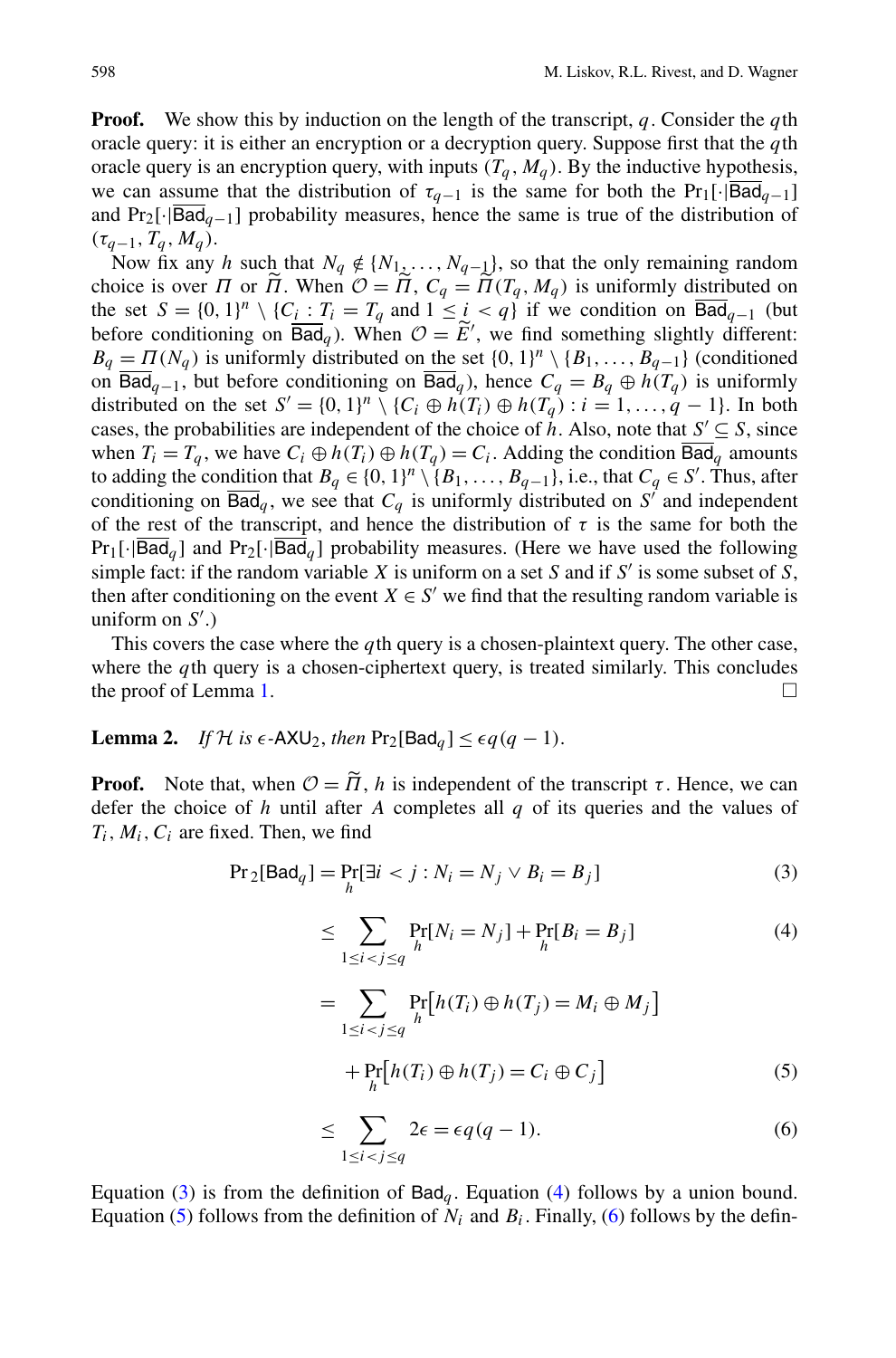**Proof.** We show this by induction on the length of the transcript, $q$. Consider the $q$th oracle query: it is either an encryption or a decryption query. Suppose first that the $q$th oracle query is an encryption query, with inputs $(T_q, M_q)$. By the inductive hypothesis, we can assume that the distribution of $\tau_{q-1}$ is the same for both the $\Pr_1[\cdot|\overline{\mathsf{Bad}}_{q-1}]$ and $\Pr_2[\cdot|\overline{\mathsf{Bad}}_{q-1}]$ probability measures, hence the same is true of the distribution of $(\tau_{q-1}, T_q, M_q)$.

Now fix any $h$ such that $N_q \notin \{N_1, \ldots, N_{q-1}\}$, so that the only remaining random choice is over $\Pi$ or $\widetilde{\Pi}$. When $\mathcal{O} = \widetilde{\Pi}$, $C_q = \widetilde{\Pi}(T_q, M_q)$ is uniformly distributed on the set $S = \{0,1\}^n \setminus \{C_i : T_i = T_q \text{ and } 1 \leq i < q\}$ if we condition on $\overline{\mathsf{Bad}}_{q-1}$ (but before conditioning on $\overline{\mathsf{Bad}}_q$). When $\mathcal{O} = \widetilde{E}'$, we find something slightly different: $B_q = \Pi(N_q)$ is uniformly distributed on the set $\{0,1\}^n \setminus \{B_1, \ldots, B_{q-1}\}$ (conditioned on $\overline{\mathsf{Bad}}_{q-1}$, but before conditioning on $\overline{\mathsf{Bad}}_q$), hence $C_q = B_q \oplus h(T_q)$ is uniformly distributed on the set $S' = \{0,1\}^n \setminus \{C_i \oplus h(T_i) \oplus h(T_q) : i = 1, \ldots, q-1\}$. In both cases, the probabilities are independent of the choice of $h$. Also, note that $S' \subseteq S$, since when $T_i = T_q$, we have $C_i \oplus h(T_i) \oplus h(T_q) = C_i$. Adding the condition $\overline{\mathsf{Bad}}_q$ amounts to adding the condition that $B_q \in \{0,1\}^n \setminus \{B_1, \ldots, B_{q-1}\}$, i.e., that $C_q \in S'$. Thus, after conditioning on $\overline{\mathsf{Bad}}_q$, we see that $C_q$ is uniformly distributed on $S'$ and independent of the rest of the transcript, and hence the distribution of $\tau$ is the same for both the $\Pr_1[\cdot|\overline{\mathsf{Bad}}_q]$ and $\Pr_2[\cdot|\overline{\mathsf{Bad}}_q]$ probability measures. (Here we have used the following simple fact: if the random variable $X$ is uniform on a set $S$ and if $S'$ is some subset of $S$, then after conditioning on the event $X \in S'$ we find that the resulting random variable is uniform on $S'$.)

This covers the case where the $q$th query is a chosen-plaintext query. The other case, where the $q$th query is a chosen-ciphertext query, is treated similarly. This concludes the proof of Lemma 1. □

**Lemma 2.** *If $\mathcal{H}$ is $\epsilon$-$\mathsf{AXU}_2$, then* $\Pr_2[\mathsf{Bad}_q] \leq \epsilon q(q-1)$.

**Proof.** Note that, when $\mathcal{O} = \widetilde{\Pi}$, $h$ is independent of the transcript $\tau$. Hence, we can defer the choice of $h$ until after $A$ completes all $q$ of its queries and the values of $T_i, M_i, C_i$ are fixed. Then, we find

$$\Pr{}_2[\mathsf{Bad}_q] = \Pr_h[\exists i < j : N_i = N_j \vee B_i = B_j] \tag{3}$$

$$\leq \sum_{1 \leq i < j \leq q} \Pr_h[N_i = N_j] + \Pr_h[B_i = B_j] \tag{4}$$

$$= \sum_{1 \leq i < j \leq q} \Pr_h\big[h(T_i) \oplus h(T_j) = M_i \oplus M_j\big]$$

$$+ \Pr_h\big[h(T_i) \oplus h(T_j) = C_i \oplus C_j\big] \tag{5}$$

$$\leq \sum_{1 \leq i < j \leq q} 2\epsilon = \epsilon q(q-1). \tag{6}$$

Equation (3) is from the definition of $\mathsf{Bad}_q$. Equation (4) follows by a union bound. Equation (5) follows from the definition of $N_i$ and $B_i$. Finally, (6) follows by the defin-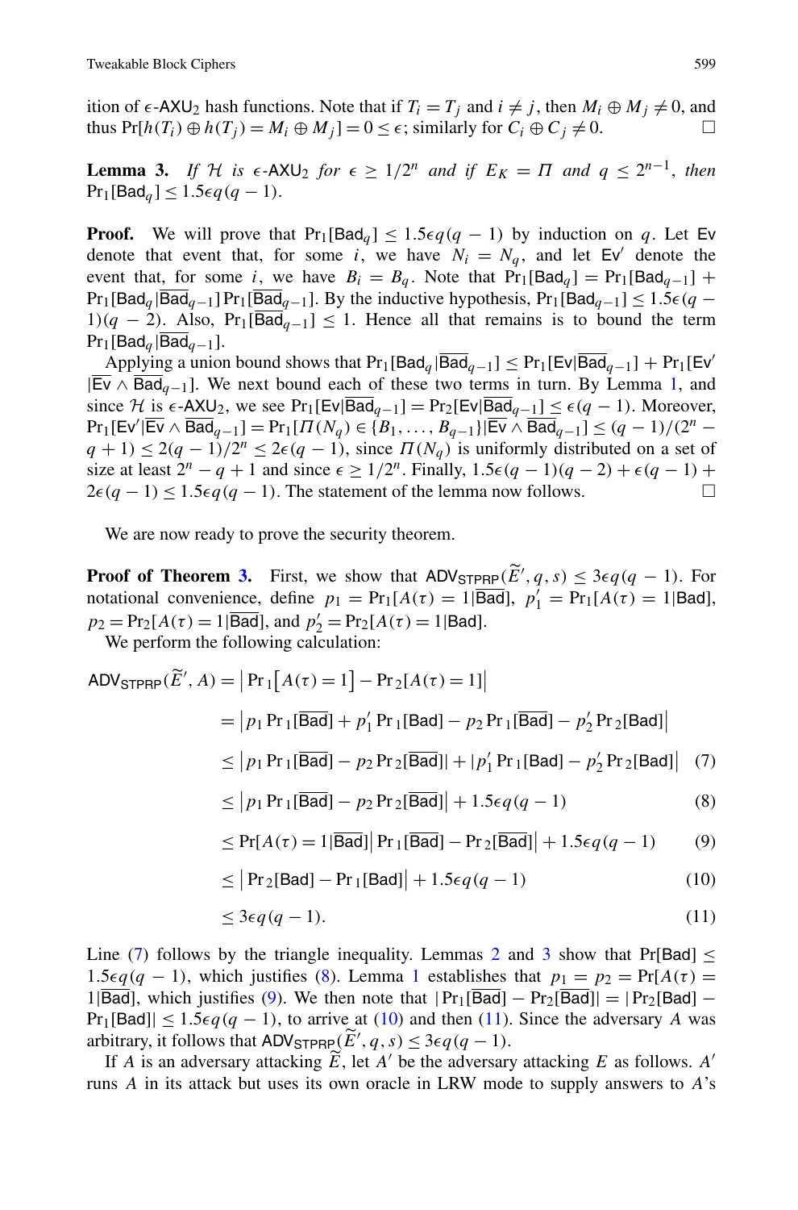ition of $\epsilon$-AXU$_2$ hash functions. Note that if $T_i = T_j$ and $i \neq j$, then $M_i \oplus M_j \neq 0$, and thus $\Pr[h(T_i) \oplus h(T_j) = M_i \oplus M_j] = 0 \leq \epsilon$; similarly for $C_i \oplus C_j \neq 0$. $\square$

**Lemma 3.** *If $\mathcal{H}$ is $\epsilon$-AXU$_2$ for $\epsilon \geq 1/2^n$ and if $E_K = \Pi$ and $q \leq 2^{n-1}$, then* $\Pr_1[\mathsf{Bad}_q] \leq 1.5\epsilon q(q-1)$.

**Proof.** We will prove that $\Pr_1[\mathsf{Bad}_q] \leq 1.5\epsilon q(q-1)$ by induction on $q$. Let $\mathsf{Ev}$ denote that event that, for some $i$, we have $N_i = N_q$, and let $\mathsf{Ev}'$ denote the event that, for some $i$, we have $B_i = B_q$. Note that $\Pr_1[\mathsf{Bad}_q] = \Pr_1[\mathsf{Bad}_{q-1}] + \Pr_1[\mathsf{Bad}_q | \overline{\mathsf{Bad}}_{q-1}] \Pr_1[\overline{\mathsf{Bad}}_{q-1}]$. By the inductive hypothesis, $\Pr_1[\mathsf{Bad}_{q-1}] \leq 1.5\epsilon(q-1)(q-2)$. Also, $\Pr_1[\overline{\mathsf{Bad}}_{q-1}] \leq 1$. Hence all that remains is to bound the term $\Pr_1[\mathsf{Bad}_q | \overline{\mathsf{Bad}}_{q-1}]$.

Applying a union bound shows that $\Pr_1[\mathsf{Bad}_q | \overline{\mathsf{Bad}}_{q-1}] \leq \Pr_1[\mathsf{Ev} | \overline{\mathsf{Bad}}_{q-1}] + \Pr_1[\mathsf{Ev}' | \overline{\mathsf{Ev}} \wedge \overline{\mathsf{Bad}}_{q-1}]$. We next bound each of these two terms in turn. By Lemma 1, and since $\mathcal{H}$ is $\epsilon$-AXU$_2$, we see $\Pr_1[\mathsf{Ev} | \overline{\mathsf{Bad}}_{q-1}] = \Pr_2[\mathsf{Ev} | \overline{\mathsf{Bad}}_{q-1}] \leq \epsilon(q-1)$. Moreover, $\Pr_1[\mathsf{Ev}' | \overline{\mathsf{Ev}} \wedge \overline{\mathsf{Bad}}_{q-1}] = \Pr_1[\Pi(N_q) \in \{B_1, \ldots, B_{q-1}\} | \overline{\mathsf{Ev}} \wedge \overline{\mathsf{Bad}}_{q-1}] \leq (q-1)/(2^n - q + 1) \leq 2(q-1)/2^n \leq 2\epsilon(q-1)$, since $\Pi(N_q)$ is uniformly distributed on a set of size at least $2^n - q + 1$ and since $\epsilon \geq 1/2^n$. Finally, $1.5\epsilon(q-1)(q-2) + \epsilon(q-1) + 2\epsilon(q-1) \leq 1.5\epsilon q(q-1)$. The statement of the lemma now follows. $\square$

We are now ready to prove the security theorem.

**Proof of Theorem 3.** First, we show that $\mathsf{ADV}_{\mathsf{STPRP}}(\widetilde{E}', q, s) \leq 3\epsilon q(q-1)$. For notational convenience, define $p_1 = \Pr_1[A(\tau) = 1 | \overline{\mathsf{Bad}}]$, $p_1' = \Pr_1[A(\tau) = 1 | \mathsf{Bad}]$, $p_2 = \Pr_2[A(\tau) = 1 | \overline{\mathsf{Bad}}]$, and $p_2' = \Pr_2[A(\tau) = 1 | \mathsf{Bad}]$.

We perform the following calculation:

$$
\begin{aligned}
\mathsf{ADV}_{\mathsf{STPRP}}(\widetilde{E}', A) &= \left| \Pr{}_1\left[A(\tau) = 1\right] - \Pr{}_2[A(\tau) = 1] \right| \\
&= \left| p_1 \Pr{}_1[\overline{\mathsf{Bad}}] + p_1' \Pr{}_1[\mathsf{Bad}] - p_2 \Pr{}_1[\overline{\mathsf{Bad}}] - p_2' \Pr{}_2[\mathsf{Bad}] \right| \\
&\leq \left| p_1 \Pr{}_1[\overline{\mathsf{Bad}}] - p_2 \Pr{}_2[\overline{\mathsf{Bad}}] \right| + \left| p_1' \Pr{}_1[\mathsf{Bad}] - p_2' \Pr{}_2[\mathsf{Bad}] \right| \quad (7) \\
&\leq \left| p_1 \Pr{}_1[\overline{\mathsf{Bad}}] - p_2 \Pr{}_2[\overline{\mathsf{Bad}}] \right| + 1.5\epsilon q(q-1) \quad (8) \\
&\leq \Pr[A(\tau) = 1 | \overline{\mathsf{Bad}}] \left| \Pr{}_1[\overline{\mathsf{Bad}}] - \Pr{}_2[\overline{\mathsf{Bad}}] \right| + 1.5\epsilon q(q-1) \quad (9) \\
&\leq \left| \Pr{}_2[\mathsf{Bad}] - \Pr{}_1[\mathsf{Bad}] \right| + 1.5\epsilon q(q-1) \quad (10) \\
&\leq 3\epsilon q(q-1). \quad (11)
\end{aligned}
$$

Line (7) follows by the triangle inequality. Lemmas 2 and 3 show that $\Pr[\mathsf{Bad}] \leq 1.5\epsilon q(q-1)$, which justifies (8). Lemma 1 establishes that $p_1 = p_2 = \Pr[A(\tau) = 1 | \overline{\mathsf{Bad}}]$, which justifies (9). We then note that $|\Pr_1[\overline{\mathsf{Bad}}] - \Pr_2[\overline{\mathsf{Bad}}]| = |\Pr_2[\mathsf{Bad}] - \Pr_1[\mathsf{Bad}]| \leq 1.5\epsilon q(q-1)$, to arrive at (10) and then (11). Since the adversary $A$ was arbitrary, it follows that $\mathsf{ADV}_{\mathsf{STPRP}}(\widetilde{E}', q, s) \leq 3\epsilon q(q-1)$.

If $A$ is an adversary attacking $\widetilde{E}$, let $A'$ be the adversary attacking $E$ as follows. $A'$ runs $A$ in its attack but uses its own oracle in LRW mode to supply answers to $A$'s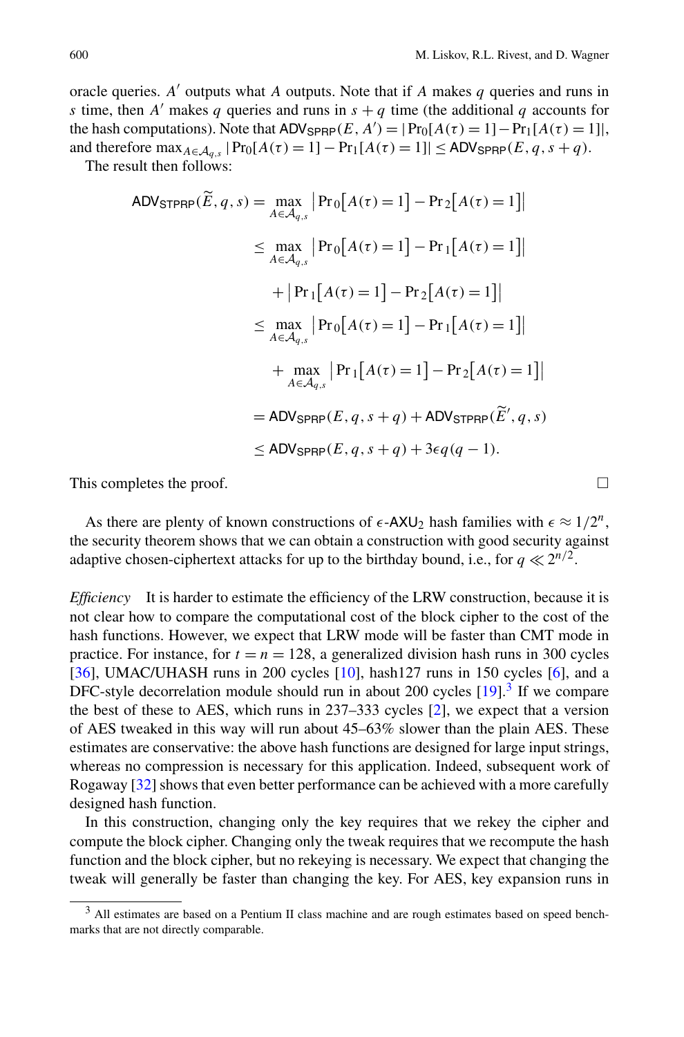oracle queries. $A'$ outputs what $A$ outputs. Note that if $A$ makes $q$ queries and runs in $s$ time, then $A'$ makes $q$ queries and runs in $s+q$ time (the additional $q$ accounts for the hash computations). Note that $\mathsf{ADV}_{\mathsf{SPRP}}(E, A') = |\Pr_0[A(\tau)=1] - \Pr_1[A(\tau)=1]|$, and therefore $\max_{A \in \mathcal{A}_{q,s}} |\Pr_0[A(\tau)=1] - \Pr_1[A(\tau)=1]| \le \mathsf{ADV}_{\mathsf{SPRP}}(E, q, s+q)$.

The result then follows:

$$
\begin{aligned}
\mathsf{ADV}_{\mathsf{STPRP}}(\widetilde{E}, q, s) &= \max_{A \in \mathcal{A}_{q,s}} \left|\Pr{}_0\left[A(\tau)=1\right] - \Pr{}_2\left[A(\tau)=1\right]\right| \\
&\le \max_{A \in \mathcal{A}_{q,s}} \left|\Pr{}_0\left[A(\tau)=1\right] - \Pr{}_1\left[A(\tau)=1\right]\right| \\
&\quad + \left|\Pr{}_1\left[A(\tau)=1\right] - \Pr{}_2\left[A(\tau)=1\right]\right| \\
&\le \max_{A \in \mathcal{A}_{q,s}} \left|\Pr{}_0\left[A(\tau)=1\right] - \Pr{}_1\left[A(\tau)=1\right]\right| \\
&\quad + \max_{A \in \mathcal{A}_{q,s}} \left|\Pr{}_1\left[A(\tau)=1\right] - \Pr{}_2\left[A(\tau)=1\right]\right| \\
&= \mathsf{ADV}_{\mathsf{SPRP}}(E, q, s+q) + \mathsf{ADV}_{\mathsf{STPRP}}(\widetilde{E}', q, s) \\
&\le \mathsf{ADV}_{\mathsf{SPRP}}(E, q, s+q) + 3\epsilon q(q-1).
\end{aligned}
$$

This completes the proof. □

As there are plenty of known constructions of $\epsilon$-$\mathsf{AXU}_2$ hash families with $\epsilon \approx 1/2^n$, the security theorem shows that we can obtain a construction with good security against adaptive chosen-ciphertext attacks for up to the birthday bound, i.e., for $q \ll 2^{n/2}$.

*Efficiency* It is harder to estimate the efficiency of the LRW construction, because it is not clear how to compare the computational cost of the block cipher to the cost of the hash functions. However, we expect that LRW mode will be faster than CMT mode in practice. For instance, for $t = n = 128$, a generalized division hash runs in 300 cycles [36], UMAC/UHASH runs in 200 cycles [10], hash127 runs in 150 cycles [6], and a DFC-style decorrelation module should run in about 200 cycles [19].[3] If we compare the best of these to AES, which runs in 237–333 cycles [2], we expect that a version of AES tweaked in this way will run about 45–63% slower than the plain AES. These estimates are conservative: the above hash functions are designed for large input strings, whereas no compression is necessary for this application. Indeed, subsequent work of Rogaway [32] shows that even better performance can be achieved with a more carefully designed hash function.

In this construction, changing only the key requires that we rekey the cipher and compute the block cipher. Changing only the tweak requires that we recompute the hash function and the block cipher, but no rekeying is necessary. We expect that changing the tweak will generally be faster than changing the key. For AES, key expansion runs in

---

[3] All estimates are based on a Pentium II class machine and are rough estimates based on speed benchmarks that are not directly comparable.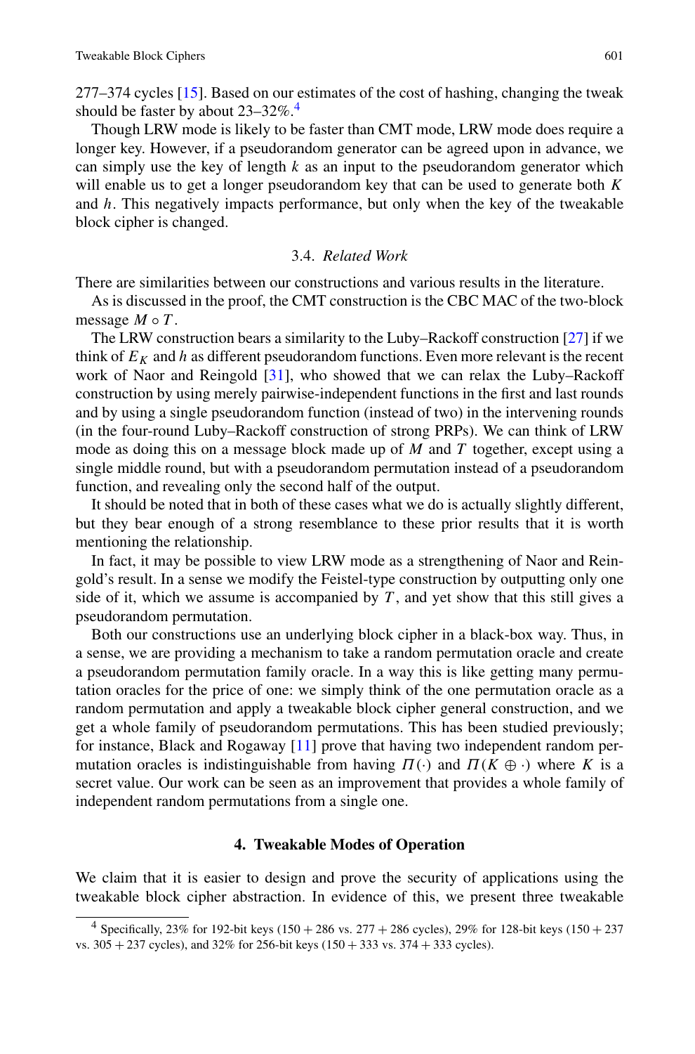277–374 cycles [15]. Based on our estimates of the cost of hashing, changing the tweak should be faster by about 23–32%.[4]

Though LRW mode is likely to be faster than CMT mode, LRW mode does require a longer key. However, if a pseudorandom generator can be agreed upon in advance, we can simply use the key of length $k$ as an input to the pseudorandom generator which will enable us to get a longer pseudorandom key that can be used to generate both $K$ and $h$. This negatively impacts performance, but only when the key of the tweakable block cipher is changed.

### 3.4. *Related Work*

There are similarities between our constructions and various results in the literature.

As is discussed in the proof, the CMT construction is the CBC MAC of the two-block message $M \circ T$.

The LRW construction bears a similarity to the Luby–Rackoff construction [27] if we think of $E_K$ and $h$ as different pseudorandom functions. Even more relevant is the recent work of Naor and Reingold [31], who showed that we can relax the Luby–Rackoff construction by using merely pairwise-independent functions in the first and last rounds and by using a single pseudorandom function (instead of two) in the intervening rounds (in the four-round Luby–Rackoff construction of strong PRPs). We can think of LRW mode as doing this on a message block made up of $M$ and $T$ together, except using a single middle round, but with a pseudorandom permutation instead of a pseudorandom function, and revealing only the second half of the output.

It should be noted that in both of these cases what we do is actually slightly different, but they bear enough of a strong resemblance to these prior results that it is worth mentioning the relationship.

In fact, it may be possible to view LRW mode as a strengthening of Naor and Reingold's result. In a sense we modify the Feistel-type construction by outputting only one side of it, which we assume is accompanied by $T$, and yet show that this still gives a pseudorandom permutation.

Both our constructions use an underlying block cipher in a black-box way. Thus, in a sense, we are providing a mechanism to take a random permutation oracle and create a pseudorandom permutation family oracle. In a way this is like getting many permutation oracles for the price of one: we simply think of the one permutation oracle as a random permutation and apply a tweakable block cipher general construction, and we get a whole family of pseudorandom permutations. This has been studied previously; for instance, Black and Rogaway [11] prove that having two independent random permutation oracles is indistinguishable from having $\Pi(\cdot)$ and $\Pi(K \oplus \cdot)$ where $K$ is a secret value. Our work can be seen as an improvement that provides a whole family of independent random permutations from a single one.

## 4. Tweakable Modes of Operation

We claim that it is easier to design and prove the security of applications using the tweakable block cipher abstraction. In evidence of this, we present three tweakable

---

[4] Specifically, 23% for 192-bit keys ($150 + 286$ vs. $277 + 286$ cycles), 29% for 128-bit keys ($150 + 237$ vs. $305 + 237$ cycles), and 32% for 256-bit keys ($150 + 333$ vs. $374 + 333$ cycles).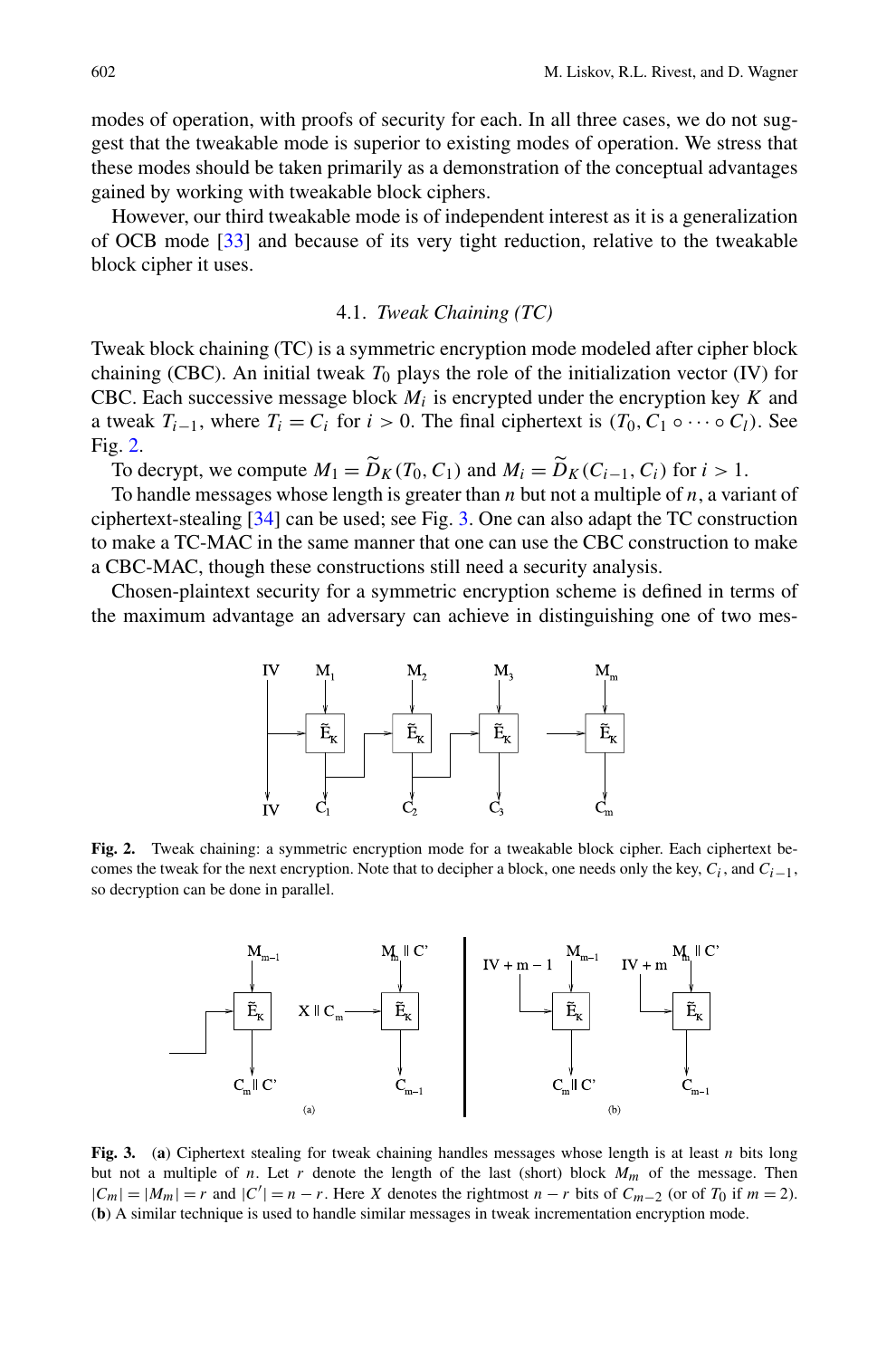modes of operation, with proofs of security for each. In all three cases, we do not suggest that the tweakable mode is superior to existing modes of operation. We stress that these modes should be taken primarily as a demonstration of the conceptual advantages gained by working with tweakable block ciphers.

However, our third tweakable mode is of independent interest as it is a generalization of OCB mode [33] and because of its very tight reduction, relative to the tweakable block cipher it uses.

### 4.1. *Tweak Chaining (TC)*

Tweak block chaining (TC) is a symmetric encryption mode modeled after cipher block chaining (CBC). An initial tweak $T_0$ plays the role of the initialization vector (IV) for CBC. Each successive message block $M_i$ is encrypted under the encryption key $K$ and a tweak $T_{i-1}$, where $T_i = C_i$ for $i > 0$. The final ciphertext is $(T_0, C_1 \circ \cdots \circ C_l)$. See Fig. 2.

To decrypt, we compute $M_1 = \widetilde{D}_K(T_0, C_1)$ and $M_i = \widetilde{D}_K(C_{i-1}, C_i)$ for $i > 1$.

To handle messages whose length is greater than $n$ but not a multiple of $n$, a variant of ciphertext-stealing [34] can be used; see Fig. 3. One can also adapt the TC construction to make a TC-MAC in the same manner that one can use the CBC construction to make a CBC-MAC, though these constructions still need a security analysis.

Chosen-plaintext security for a symmetric encryption scheme is defined in terms of the maximum advantage an adversary can achieve in distinguishing one of two mes-

**Fig. 2.** Tweak chaining: a symmetric encryption mode for a tweakable block cipher. Each ciphertext becomes the tweak for the next encryption. Note that to decipher a block, one needs only the key, $C_i$, and $C_{i-1}$, so decryption can be done in parallel.

**Fig. 3.** (**a**) Ciphertext stealing for tweak chaining handles messages whose length is at least $n$ bits long but not a multiple of $n$. Let $r$ denote the length of the last (short) block $M_m$ of the message. Then $|C_m| = |M_m| = r$ and $|C'| = n - r$. Here $X$ denotes the rightmost $n - r$ bits of $C_{m-2}$ (or of $T_0$ if $m = 2$). (**b**) A similar technique is used to handle similar messages in tweak incrementation encryption mode.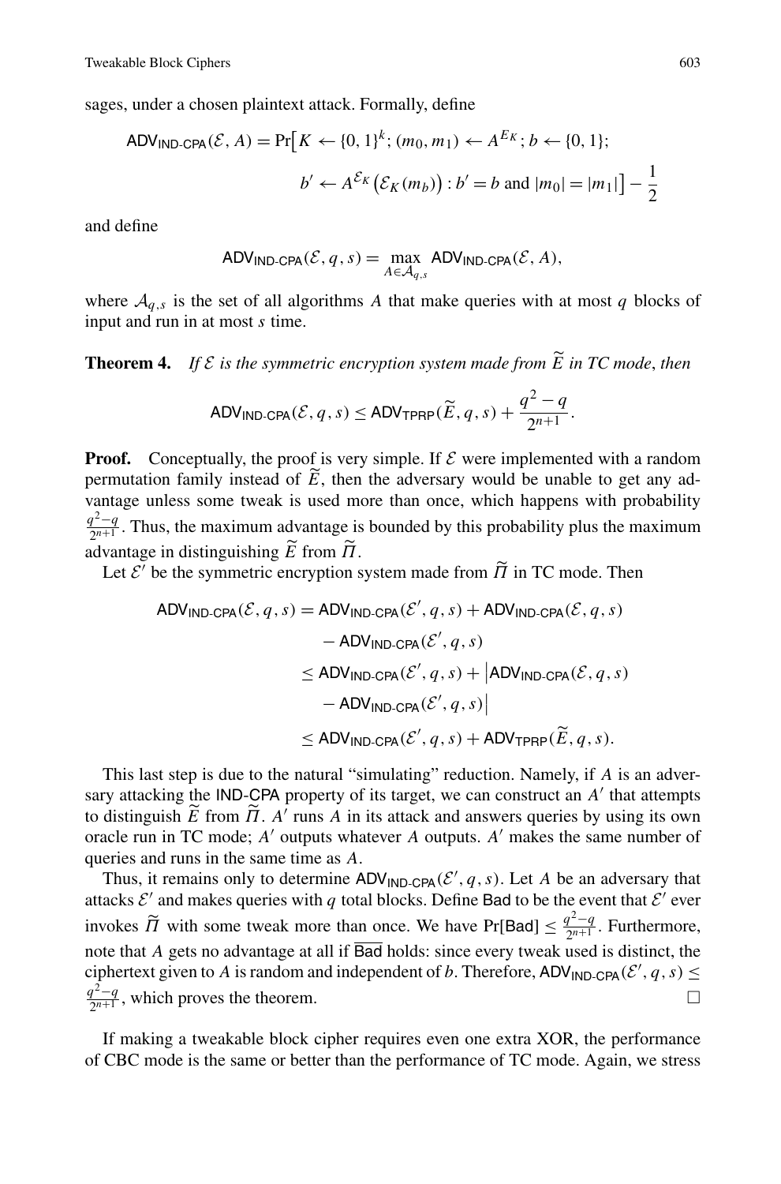sages, under a chosen plaintext attack. Formally, define

$$\mathsf{ADV}_{\mathsf{IND\text{-}CPA}}(\mathcal{E}, A) = \Pr\big[K \leftarrow \{0,1\}^k; (m_0, m_1) \leftarrow A^{E_K}; b \leftarrow \{0,1\};$$
$$b' \leftarrow A^{\mathcal{E}_K}\big(\mathcal{E}_K(m_b)\big) : b' = b \text{ and } |m_0| = |m_1|\big] - \frac{1}{2}$$

and define

$$\mathsf{ADV}_{\mathsf{IND\text{-}CPA}}(\mathcal{E}, q, s) = \max_{A \in \mathcal{A}_{q,s}} \mathsf{ADV}_{\mathsf{IND\text{-}CPA}}(\mathcal{E}, A),$$

where $\mathcal{A}_{q,s}$ is the set of all algorithms $A$ that make queries with at most $q$ blocks of input and run in at most $s$ time.

**Theorem 4.** *If $\mathcal{E}$ is the symmetric encryption system made from $\widetilde{E}$ in TC mode*, *then*

$$\mathsf{ADV}_{\mathsf{IND\text{-}CPA}}(\mathcal{E}, q, s) \le \mathsf{ADV}_{\mathsf{TPRP}}(\widetilde{E}, q, s) + \frac{q^2 - q}{2^{n+1}}.$$

**Proof.** Conceptually, the proof is very simple. If $\mathcal{E}$ were implemented with a random permutation family instead of $\widetilde{E}$, then the adversary would be unable to get any advantage unless some tweak is used more than once, which happens with probability $\frac{q^2-q}{2^{n+1}}$. Thus, the maximum advantage is bounded by this probability plus the maximum advantage in distinguishing $\widetilde{E}$ from $\widetilde{\Pi}$.

Let $\mathcal{E}'$ be the symmetric encryption system made from $\widetilde{\Pi}$ in TC mode. Then

$$\begin{aligned}
\mathsf{ADV}_{\mathsf{IND\text{-}CPA}}(\mathcal{E}, q, s) &= \mathsf{ADV}_{\mathsf{IND\text{-}CPA}}(\mathcal{E}', q, s) + \mathsf{ADV}_{\mathsf{IND\text{-}CPA}}(\mathcal{E}, q, s) \\
&\quad - \mathsf{ADV}_{\mathsf{IND\text{-}CPA}}(\mathcal{E}', q, s) \\
&\le \mathsf{ADV}_{\mathsf{IND\text{-}CPA}}(\mathcal{E}', q, s) + \big|\mathsf{ADV}_{\mathsf{IND\text{-}CPA}}(\mathcal{E}, q, s) \\
&\quad - \mathsf{ADV}_{\mathsf{IND\text{-}CPA}}(\mathcal{E}', q, s)\big| \\
&\le \mathsf{ADV}_{\mathsf{IND\text{-}CPA}}(\mathcal{E}', q, s) + \mathsf{ADV}_{\mathsf{TPRP}}(\widetilde{E}, q, s).
\end{aligned}$$

This last step is due to the natural "simulating" reduction. Namely, if $A$ is an adversary attacking the IND-CPA property of its target, we can construct an $A'$ that attempts to distinguish $\widetilde{E}$ from $\widetilde{\Pi}$. $A'$ runs $A$ in its attack and answers queries by using its own oracle run in TC mode; $A'$ outputs whatever $A$ outputs. $A'$ makes the same number of queries and runs in the same time as $A$.

Thus, it remains only to determine $\mathsf{ADV}_{\mathsf{IND\text{-}CPA}}(\mathcal{E}', q, s)$. Let $A$ be an adversary that attacks $\mathcal{E}'$ and makes queries with $q$ total blocks. Define $\mathsf{Bad}$ to be the event that $\mathcal{E}'$ ever invokes $\widetilde{\Pi}$ with some tweak more than once. We have $\Pr[\mathsf{Bad}] \le \frac{q^2-q}{2^{n+1}}$. Furthermore, note that $A$ gets no advantage at all if $\overline{\mathsf{Bad}}$ holds: since every tweak used is distinct, the ciphertext given to $A$ is random and independent of $b$. Therefore, $\mathsf{ADV}_{\mathsf{IND\text{-}CPA}}(\mathcal{E}', q, s) \le \frac{q^2-q}{2^{n+1}}$, which proves the theorem. □

If making a tweakable block cipher requires even one extra XOR, the performance of CBC mode is the same or better than the performance of TC mode. Again, we stress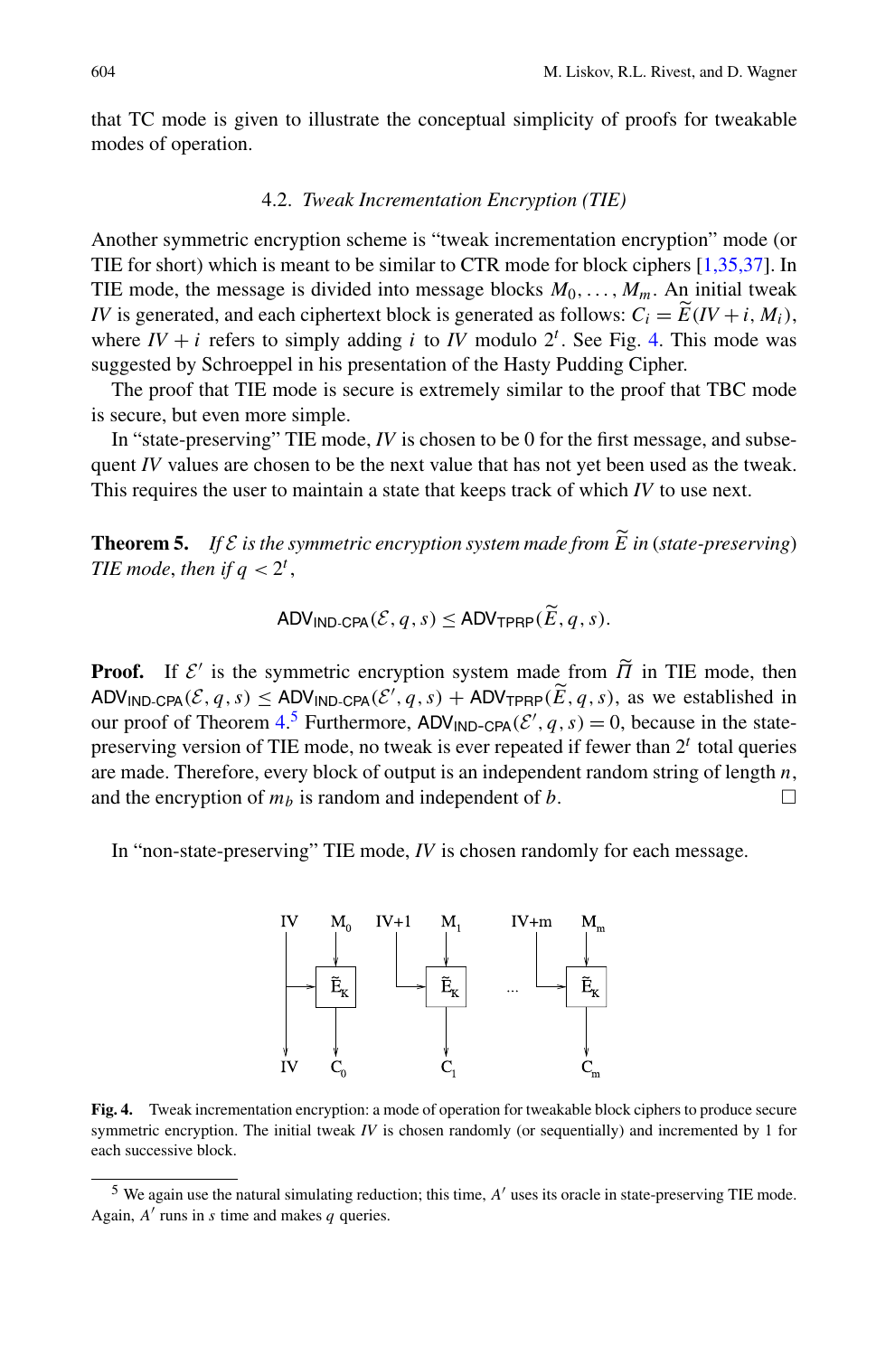that TC mode is given to illustrate the conceptual simplicity of proofs for tweakable modes of operation.

### 4.2. *Tweak Incrementation Encryption (TIE)*

Another symmetric encryption scheme is "tweak incrementation encryption" mode (or TIE for short) which is meant to be similar to CTR mode for block ciphers [1,35,37]. In TIE mode, the message is divided into message blocks $M_0, \ldots, M_m$. An initial tweak $IV$ is generated, and each ciphertext block is generated as follows: $C_i = \widetilde{E}(IV + i, M_i)$, where $IV + i$ refers to simply adding $i$ to $IV$ modulo $2^t$. See Fig. 4. This mode was suggested by Schroeppel in his presentation of the Hasty Pudding Cipher.

The proof that TIE mode is secure is extremely similar to the proof that TBC mode is secure, but even more simple.

In "state-preserving" TIE mode, $IV$ is chosen to be 0 for the first message, and subsequent $IV$ values are chosen to be the next value that has not yet been used as the tweak. This requires the user to maintain a state that keeps track of which $IV$ to use next.

**Theorem 5.** *If $\mathcal{E}$ is the symmetric encryption system made from $\widetilde{E}$ in (state-preserving) TIE mode, then if $q < 2^t$,*

$$\mathsf{ADV}_{\mathsf{IND\text{-}CPA}}(\mathcal{E}, q, s) \leq \mathsf{ADV}_{\mathsf{TPRP}}(\widetilde{E}, q, s).$$

**Proof.** If $\mathcal{E}'$ is the symmetric encryption system made from $\widetilde{\Pi}$ in TIE mode, then $\mathsf{ADV}_{\mathsf{IND\text{-}CPA}}(\mathcal{E}, q, s) \leq \mathsf{ADV}_{\mathsf{IND\text{-}CPA}}(\mathcal{E}', q, s) + \mathsf{ADV}_{\mathsf{TPRP}}(\widetilde{E}, q, s)$, as we established in our proof of Theorem 4.[5] Furthermore, $\mathsf{ADV}_{\mathsf{IND\text{-}CPA}}(\mathcal{E}', q, s) = 0$, because in the state-preserving version of TIE mode, no tweak is ever repeated if fewer than $2^t$ total queries are made. Therefore, every block of output is an independent random string of length $n$, and the encryption of $m_b$ is random and independent of $b$. □

In "non-state-preserving" TIE mode, $IV$ is chosen randomly for each message.

**Fig. 4.** Tweak incrementation encryption: a mode of operation for tweakable block ciphers to produce secure symmetric encryption. The initial tweak $IV$ is chosen randomly (or sequentially) and incremented by 1 for each successive block.

[5] We again use the natural simulating reduction; this time, $A'$ uses its oracle in state-preserving TIE mode. Again, $A'$ runs in $s$ time and makes $q$ queries.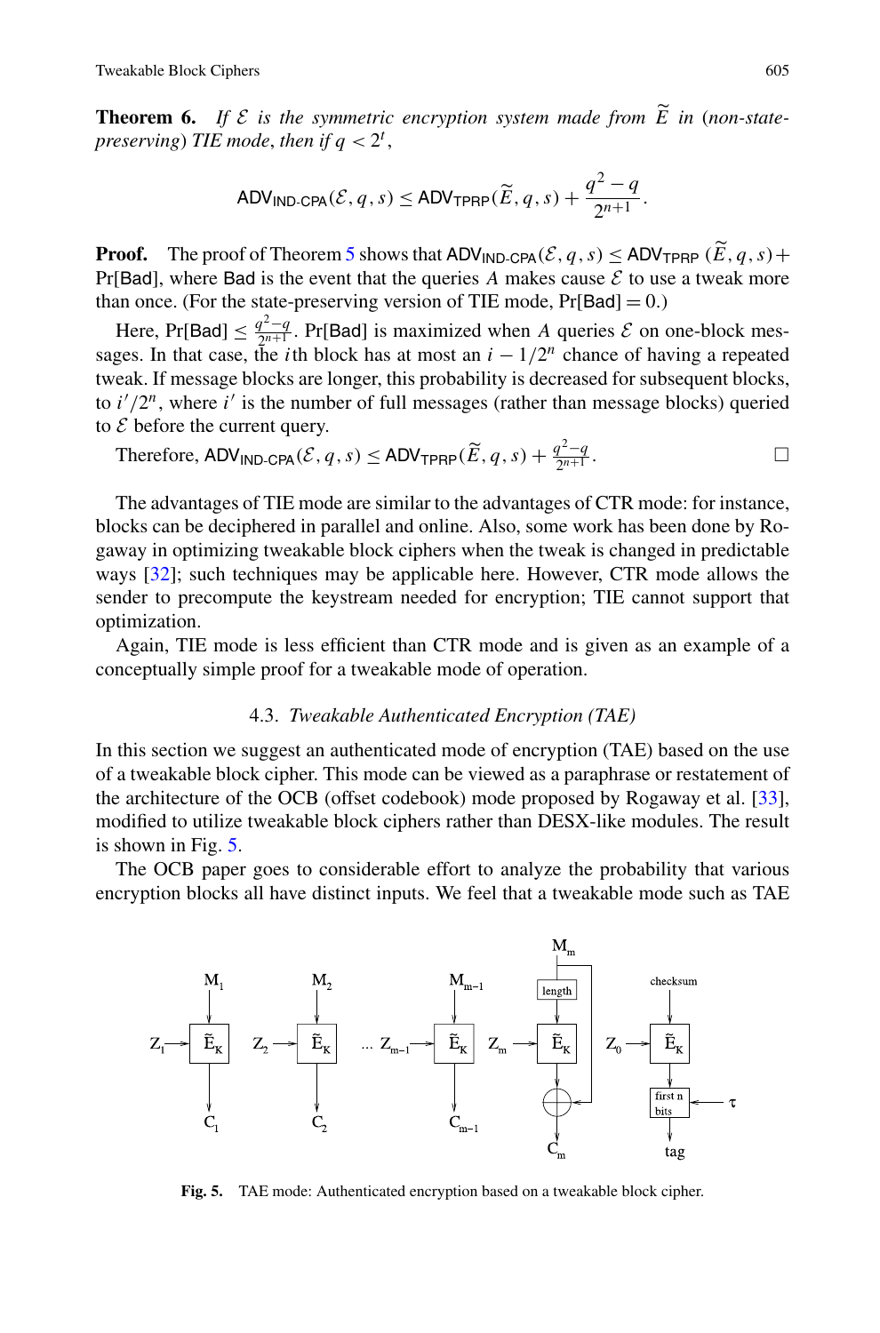**Theorem 6.** *If $\mathcal{E}$ is the symmetric encryption system made from $\widetilde{E}$ in (non-state-preserving) TIE mode, then if $q < 2^t$,*

$$\mathsf{ADV}_{\mathsf{IND\text{-}CPA}}(\mathcal{E}, q, s) \leq \mathsf{ADV}_{\mathsf{TPRP}}(\widetilde{E}, q, s) + \frac{q^2 - q}{2^{n+1}}.$$

**Proof.** The proof of Theorem 5 shows that $\mathsf{ADV}_{\mathsf{IND\text{-}CPA}}(\mathcal{E}, q, s) \leq \mathsf{ADV}_{\mathsf{TPRP}}(\widetilde{E}, q, s) + \Pr[\mathsf{Bad}]$, where $\mathsf{Bad}$ is the event that the queries $A$ makes cause $\mathcal{E}$ to use a tweak more than once. (For the state-preserving version of TIE mode, $\Pr[\mathsf{Bad}] = 0$.)

Here, $\Pr[\mathsf{Bad}] \leq \frac{q^2-q}{2^{n+1}}$. $\Pr[\mathsf{Bad}]$ is maximized when $A$ queries $\mathcal{E}$ on one-block messages. In that case, the $i$th block has at most an $i - 1/2^n$ chance of having a repeated tweak. If message blocks are longer, this probability is decreased for subsequent blocks, to $i'/2^n$, where $i'$ is the number of full messages (rather than message blocks) queried to $\mathcal{E}$ before the current query.

Therefore, $\mathsf{ADV}_{\mathsf{IND\text{-}CPA}}(\mathcal{E}, q, s) \leq \mathsf{ADV}_{\mathsf{TPRP}}(\widetilde{E}, q, s) + \frac{q^2-q}{2^{n+1}}$. □

The advantages of TIE mode are similar to the advantages of CTR mode: for instance, blocks can be deciphered in parallel and online. Also, some work has been done by Rogaway in optimizing tweakable block ciphers when the tweak is changed in predictable ways [32]; such techniques may be applicable here. However, CTR mode allows the sender to precompute the keystream needed for encryption; TIE cannot support that optimization.

Again, TIE mode is less efficient than CTR mode and is given as an example of a conceptually simple proof for a tweakable mode of operation.

### 4.3. *Tweakable Authenticated Encryption (TAE)*

In this section we suggest an authenticated mode of encryption (TAE) based on the use of a tweakable block cipher. This mode can be viewed as a paraphrase or restatement of the architecture of the OCB (offset codebook) mode proposed by Rogaway et al. [33], modified to utilize tweakable block ciphers rather than DESX-like modules. The result is shown in Fig. 5.

The OCB paper goes to considerable effort to analyze the probability that various encryption blocks all have distinct inputs. We feel that a tweakable mode such as TAE

**Fig. 5.** TAE mode: Authenticated encryption based on a tweakable block cipher.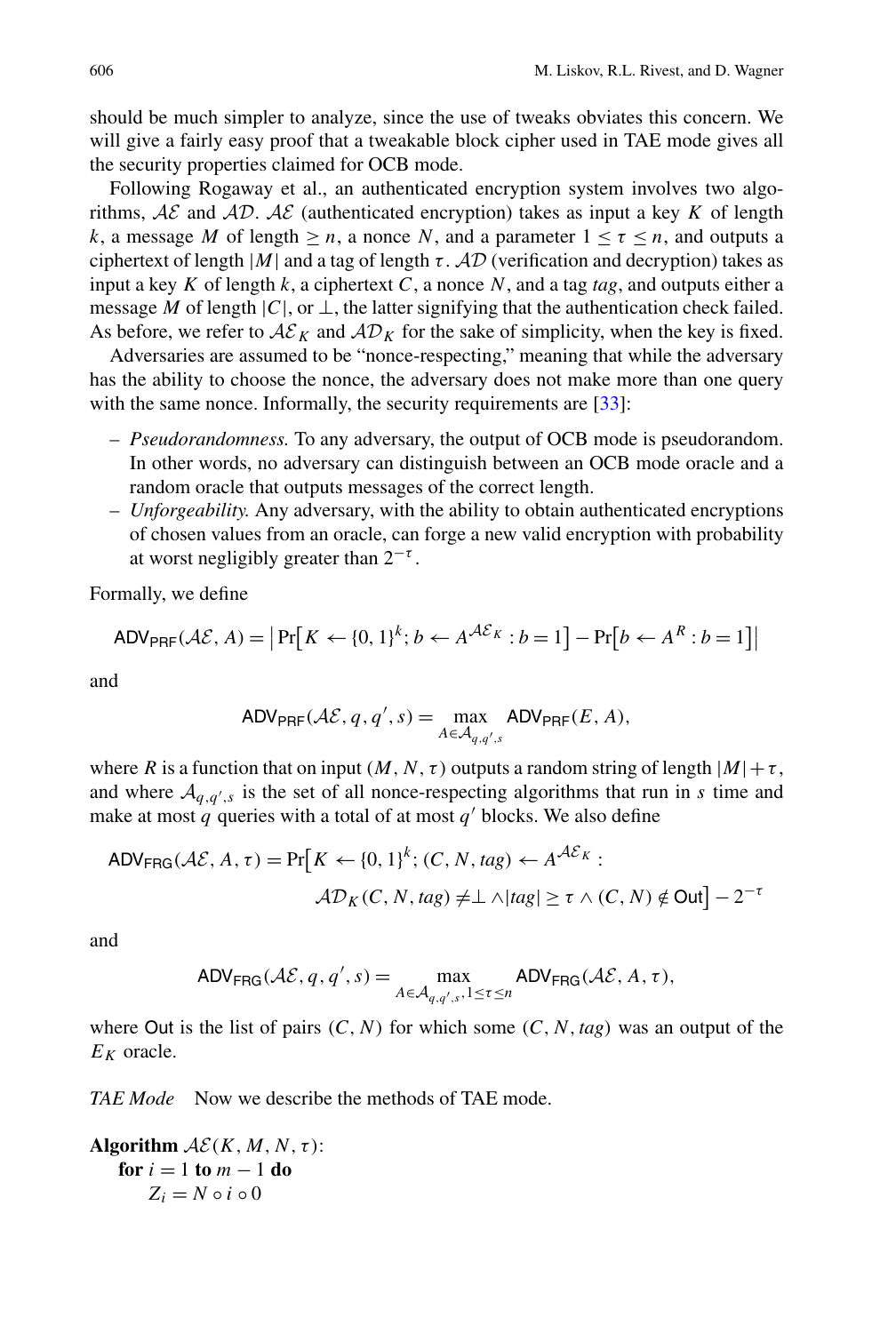should be much simpler to analyze, since the use of tweaks obviates this concern. We will give a fairly easy proof that a tweakable block cipher used in TAE mode gives all the security properties claimed for OCB mode.

Following Rogaway et al., an authenticated encryption system involves two algorithms, $\mathcal{AE}$ and $\mathcal{AD}$. $\mathcal{AE}$ (authenticated encryption) takes as input a key $K$ of length $k$, a message $M$ of length $\geq n$, a nonce $N$, and a parameter $1 \leq \tau \leq n$, and outputs a ciphertext of length $|M|$ and a tag of length $\tau$. $\mathcal{AD}$ (verification and decryption) takes as input a key $K$ of length $k$, a ciphertext $C$, a nonce $N$, and a tag *tag*, and outputs either a message $M$ of length $|C|$, or $\perp$, the latter signifying that the authentication check failed. As before, we refer to $\mathcal{AE}_K$ and $\mathcal{AD}_K$ for the sake of simplicity, when the key is fixed.

Adversaries are assumed to be "nonce-respecting," meaning that while the adversary has the ability to choose the nonce, the adversary does not make more than one query with the same nonce. Informally, the security requirements are [33]:

– *Pseudorandomness.* To any adversary, the output of OCB mode is pseudorandom. In other words, no adversary can distinguish between an OCB mode oracle and a random oracle that outputs messages of the correct length.
– *Unforgeability.* Any adversary, with the ability to obtain authenticated encryptions of chosen values from an oracle, can forge a new valid encryption with probability at worst negligibly greater than $2^{-\tau}$.

Formally, we define

$$\mathsf{ADV}_{\mathsf{PRF}}(\mathcal{AE}, A) = \left|\Pr\left[K \leftarrow \{0,1\}^k; b \leftarrow A^{\mathcal{AE}_K} : b = 1\right] - \Pr\left[b \leftarrow A^R : b = 1\right]\right|$$

and

$$\mathsf{ADV}_{\mathsf{PRF}}(\mathcal{AE}, q, q', s) = \max_{A \in \mathcal{A}_{q,q',s}} \mathsf{ADV}_{\mathsf{PRF}}(E, A),$$

where $R$ is a function that on input $(M, N, \tau)$ outputs a random string of length $|M| + \tau$, and where $\mathcal{A}_{q,q',s}$ is the set of all nonce-respecting algorithms that run in $s$ time and make at most $q$ queries with a total of at most $q'$ blocks. We also define

$$\mathsf{ADV}_{\mathsf{FRG}}(\mathcal{AE}, A, \tau) = \Pr\left[K \leftarrow \{0,1\}^k; (C, N, tag) \leftarrow A^{\mathcal{AE}_K} : \mathcal{AD}_K(C, N, tag) \neq \perp \wedge |tag| \geq \tau \wedge (C, N) \notin \mathsf{Out}\right] - 2^{-\tau}$$

and

$$\mathsf{ADV}_{\mathsf{FRG}}(\mathcal{AE}, q, q', s) = \max_{A \in \mathcal{A}_{q,q',s}, 1 \leq \tau \leq n} \mathsf{ADV}_{\mathsf{FRG}}(\mathcal{AE}, A, \tau),$$

where $\mathsf{Out}$ is the list of pairs $(C, N)$ for which some $(C, N, tag)$ was an output of the $E_K$ oracle.

*TAE Mode* Now we describe the methods of TAE mode.

**Algorithm** $\mathcal{AE}(K, M, N, \tau)$:
  **for** $i = 1$ **to** $m - 1$ **do**
    $Z_i = N \circ i \circ 0$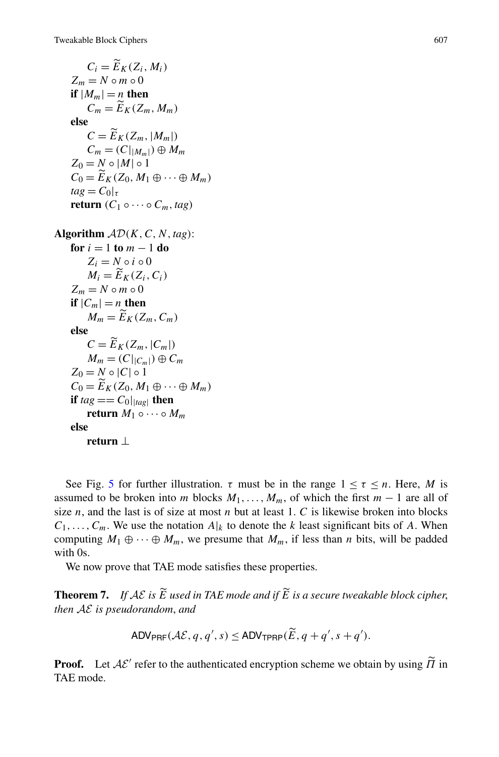```
        C_i = Ẽ_K(Z_i, M_i)
    Z_m = N ∘ m ∘ 0
    if |M_m| = n then
        C_m = Ẽ_K(Z_m, M_m)
    else
        C = Ẽ_K(Z_m, |M_m|)
        C_m = (C|_{|M_m|}) ⊕ M_m
    Z_0 = N ∘ |M| ∘ 1
    C_0 = Ẽ_K(Z_0, M_1 ⊕ ··· ⊕ M_m)
    tag = C_0|_τ
    return (C_1 ∘ ··· ∘ C_m, tag)

Algorithm AD(K, C, N, tag):
    for i = 1 to m − 1 do
        Z_i = N ∘ i ∘ 0
        M_i = Ẽ_K(Z_i, C_i)
    Z_m = N ∘ m ∘ 0
    if |C_m| = n then
        M_m = Ẽ_K(Z_m, C_m)
    else
        C = Ẽ_K(Z_m, |C_m|)
        M_m = (C|_{|C_m|}) ⊕ C_m
    Z_0 = N ∘ |C| ∘ 1
    C_0 = Ẽ_K(Z_0, M_1 ⊕ ··· ⊕ M_m)
    if tag == C_0|_{|tag|} then
        return M_1 ∘ ··· ∘ M_m
    else
        return ⊥
```

See Fig. 5 for further illustration. $\tau$ must be in the range $1 \leq \tau \leq n$. Here, $M$ is assumed to be broken into $m$ blocks $M_1, \ldots, M_m$, of which the first $m-1$ are all of size $n$, and the last is of size at most $n$ but at least 1. $C$ is likewise broken into blocks $C_1, \ldots, C_m$. We use the notation $A|_k$ to denote the $k$ least significant bits of $A$. When computing $M_1 \oplus \cdots \oplus M_m$, we presume that $M_m$, if less than $n$ bits, will be padded with 0s.

We now prove that TAE mode satisfies these properties.

**Theorem 7.** *If $\mathcal{AE}$ is $\widetilde{E}$ used in TAE mode and if $\widetilde{E}$ is a secure tweakable block cipher, then $\mathcal{AE}$ is pseudorandom, and*

$$\mathsf{ADV}_{\mathsf{PRF}}(\mathcal{AE}, q, q', s) \leq \mathsf{ADV}_{\mathsf{TPRP}}(\widetilde{E}, q + q', s + q').$$

**Proof.** Let $\mathcal{AE}'$ refer to the authenticated encryption scheme we obtain by using $\widetilde{\Pi}$ in TAE mode.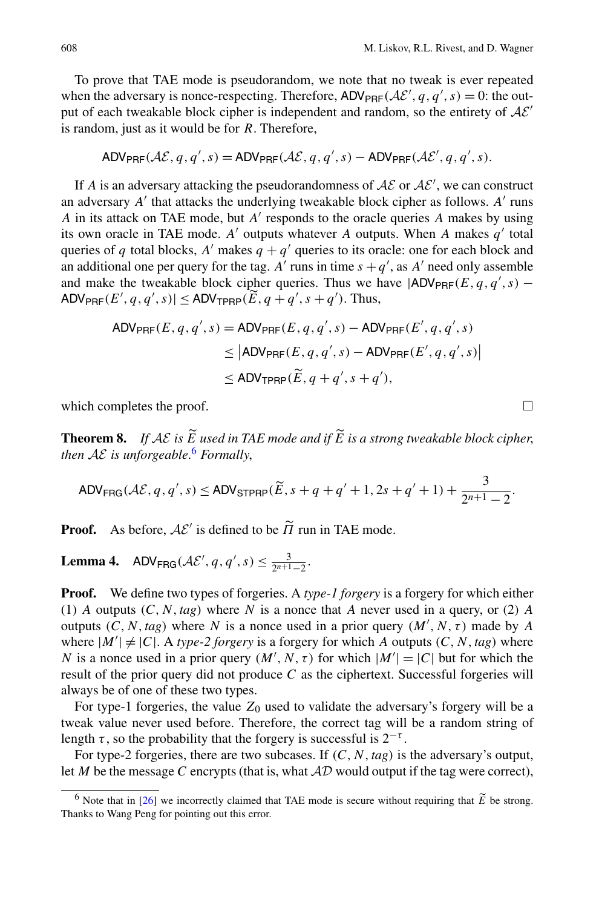To prove that TAE mode is pseudorandom, we note that no tweak is ever repeated when the adversary is nonce-respecting. Therefore, $\mathsf{ADV}_{\mathsf{PRF}}(\mathcal{AE}', q, q', s) = 0$: the output of each tweakable block cipher is independent and random, so the entirety of $\mathcal{AE}'$ is random, just as it would be for $R$. Therefore,

$$\mathsf{ADV}_{\mathsf{PRF}}(\mathcal{AE}, q, q', s) = \mathsf{ADV}_{\mathsf{PRF}}(\mathcal{AE}, q, q', s) - \mathsf{ADV}_{\mathsf{PRF}}(\mathcal{AE}', q, q', s).$$

If $A$ is an adversary attacking the pseudorandomness of $\mathcal{AE}$ or $\mathcal{AE}'$, we can construct an adversary $A'$ that attacks the underlying tweakable block cipher as follows. $A'$ runs $A$ in its attack on TAE mode, but $A'$ responds to the oracle queries $A$ makes by using its own oracle in TAE mode. $A'$ outputs whatever $A$ outputs. When $A$ makes $q'$ total queries of $q$ total blocks, $A'$ makes $q + q'$ queries to its oracle: one for each block and an additional one per query for the tag. $A'$ runs in time $s + q'$, as $A'$ need only assemble and make the tweakable block cipher queries. Thus we have $|\mathsf{ADV}_{\mathsf{PRF}}(E, q, q', s) - \mathsf{ADV}_{\mathsf{PRF}}(E', q, q', s)| \le \mathsf{ADV}_{\mathsf{TPRP}}(\widetilde{E}, q + q', s + q')$. Thus,

$$\begin{aligned}
\mathsf{ADV}_{\mathsf{PRF}}(E, q, q', s) &= \mathsf{ADV}_{\mathsf{PRF}}(E, q, q', s) - \mathsf{ADV}_{\mathsf{PRF}}(E', q, q', s) \\
&\le \left|\mathsf{ADV}_{\mathsf{PRF}}(E, q, q', s) - \mathsf{ADV}_{\mathsf{PRF}}(E', q, q', s)\right| \\
&\le \mathsf{ADV}_{\mathsf{TPRP}}(\widetilde{E}, q + q', s + q'),
\end{aligned}$$

which completes the proof. □

**Theorem 8.** *If $\mathcal{AE}$ is $\widetilde{E}$ used in TAE mode and if $\widetilde{E}$ is a strong tweakable block cipher, then $\mathcal{AE}$ is unforgeable.*[6] *Formally*,

$$\mathsf{ADV}_{\mathsf{FRG}}(\mathcal{AE}, q, q', s) \le \mathsf{ADV}_{\mathsf{STPRP}}(\widetilde{E}, s + q + q' + 1, 2s + q' + 1) + \frac{3}{2^{n+1} - 2}.$$

**Proof.** As before, $\mathcal{AE}'$ is defined to be $\widetilde{\Pi}$ run in TAE mode.

**Lemma 4.** $\mathsf{ADV}_{\mathsf{FRG}}(\mathcal{AE}', q, q', s) \le \frac{3}{2^{n+1}-2}$.

**Proof.** We define two types of forgeries. A *type-1 forgery* is a forgery for which either (1) $A$ outputs $(C, N, tag)$ where $N$ is a nonce that $A$ never used in a query, or (2) $A$ outputs $(C, N, tag)$ where $N$ is a nonce used in a prior query $(M', N, \tau)$ made by $A$ where $|M'| \ne |C|$. A *type-2 forgery* is a forgery for which $A$ outputs $(C, N, tag)$ where $N$ is a nonce used in a prior query $(M', N, \tau)$ for which $|M'| = |C|$ but for which the result of the prior query did not produce $C$ as the ciphertext. Successful forgeries will always be of one of these two types.

For type-1 forgeries, the value $Z_0$ used to validate the adversary's forgery will be a tweak value never used before. Therefore, the correct tag will be a random string of length $\tau$, so the probability that the forgery is successful is $2^{-\tau}$.

For type-2 forgeries, there are two subcases. If $(C, N, tag)$ is the adversary's output, let $M$ be the message $C$ encrypts (that is, what $\mathcal{AD}$ would output if the tag were correct),

[6] Note that in [26] we incorrectly claimed that TAE mode is secure without requiring that $\widetilde{E}$ be strong. Thanks to Wang Peng for pointing out this error.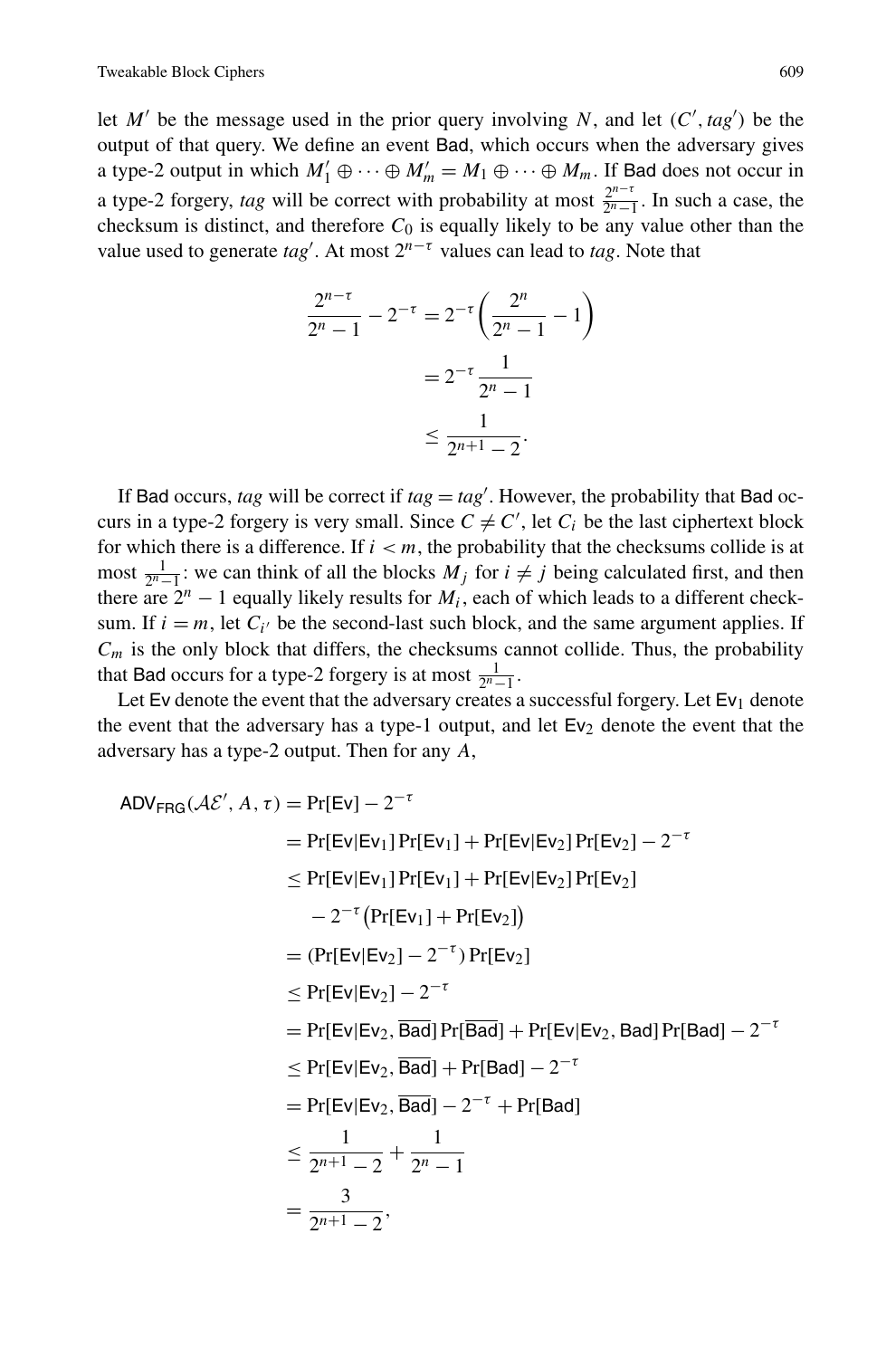let $M'$ be the message used in the prior query involving $N$, and let $(C', tag')$ be the output of that query. We define an event Bad, which occurs when the adversary gives a type-2 output in which $M'_1 \oplus \cdots \oplus M'_m = M_1 \oplus \cdots \oplus M_m$. If Bad does not occur in a type-2 forgery, *tag* will be correct with probability at most $\frac{2^{n-\tau}}{2^n-1}$. In such a case, the checksum is distinct, and therefore $C_0$ is equally likely to be any value other than the value used to generate $tag'$. At most $2^{n-\tau}$ values can lead to *tag*. Note that

$$
\begin{aligned}
\frac{2^{n-\tau}}{2^n-1} - 2^{-\tau} &= 2^{-\tau}\left(\frac{2^n}{2^n-1} - 1\right) \\
&= 2^{-\tau}\frac{1}{2^n-1} \\
&\le \frac{1}{2^{n+1}-2}.
\end{aligned}
$$

If Bad occurs, *tag* will be correct if $tag = tag'$. However, the probability that Bad occurs in a type-2 forgery is very small. Since $C \neq C'$, let $C_i$ be the last ciphertext block for which there is a difference. If $i < m$, the probability that the checksums collide is at most $\frac{1}{2^n-1}$: we can think of all the blocks $M_j$ for $i \neq j$ being calculated first, and then there are $2^n - 1$ equally likely results for $M_i$, each of which leads to a different checksum. If $i = m$, let $C_{i'}$ be the second-last such block, and the same argument applies. If $C_m$ is the only block that differs, the checksums cannot collide. Thus, the probability that Bad occurs for a type-2 forgery is at most $\frac{1}{2^n-1}$.

Let Ev denote the event that the adversary creates a successful forgery. Let $\mathsf{Ev}_1$ denote the event that the adversary has a type-1 output, and let $\mathsf{Ev}_2$ denote the event that the adversary has a type-2 output. Then for any $A$,

$$
\begin{aligned}
\mathsf{ADV}_{\mathsf{FRG}}(\mathcal{AE}', A, \tau) &= \Pr[\mathsf{Ev}] - 2^{-\tau} \\
&= \Pr[\mathsf{Ev}|\mathsf{Ev}_1]\Pr[\mathsf{Ev}_1] + \Pr[\mathsf{Ev}|\mathsf{Ev}_2]\Pr[\mathsf{Ev}_2] - 2^{-\tau} \\
&\le \Pr[\mathsf{Ev}|\mathsf{Ev}_1]\Pr[\mathsf{Ev}_1] + \Pr[\mathsf{Ev}|\mathsf{Ev}_2]\Pr[\mathsf{Ev}_2] \\
&\quad - 2^{-\tau}\big(\Pr[\mathsf{Ev}_1] + \Pr[\mathsf{Ev}_2]\big) \\
&= (\Pr[\mathsf{Ev}|\mathsf{Ev}_2] - 2^{-\tau})\Pr[\mathsf{Ev}_2] \\
&\le \Pr[\mathsf{Ev}|\mathsf{Ev}_2] - 2^{-\tau} \\
&= \Pr[\mathsf{Ev}|\mathsf{Ev}_2, \overline{\mathsf{Bad}}]\Pr[\overline{\mathsf{Bad}}] + \Pr[\mathsf{Ev}|\mathsf{Ev}_2, \mathsf{Bad}]\Pr[\mathsf{Bad}] - 2^{-\tau} \\
&\le \Pr[\mathsf{Ev}|\mathsf{Ev}_2, \overline{\mathsf{Bad}}] + \Pr[\mathsf{Bad}] - 2^{-\tau} \\
&= \Pr[\mathsf{Ev}|\mathsf{Ev}_2, \overline{\mathsf{Bad}}] - 2^{-\tau} + \Pr[\mathsf{Bad}] \\
&\le \frac{1}{2^{n+1}-2} + \frac{1}{2^n-1} \\
&= \frac{3}{2^{n+1}-2},
\end{aligned}
$$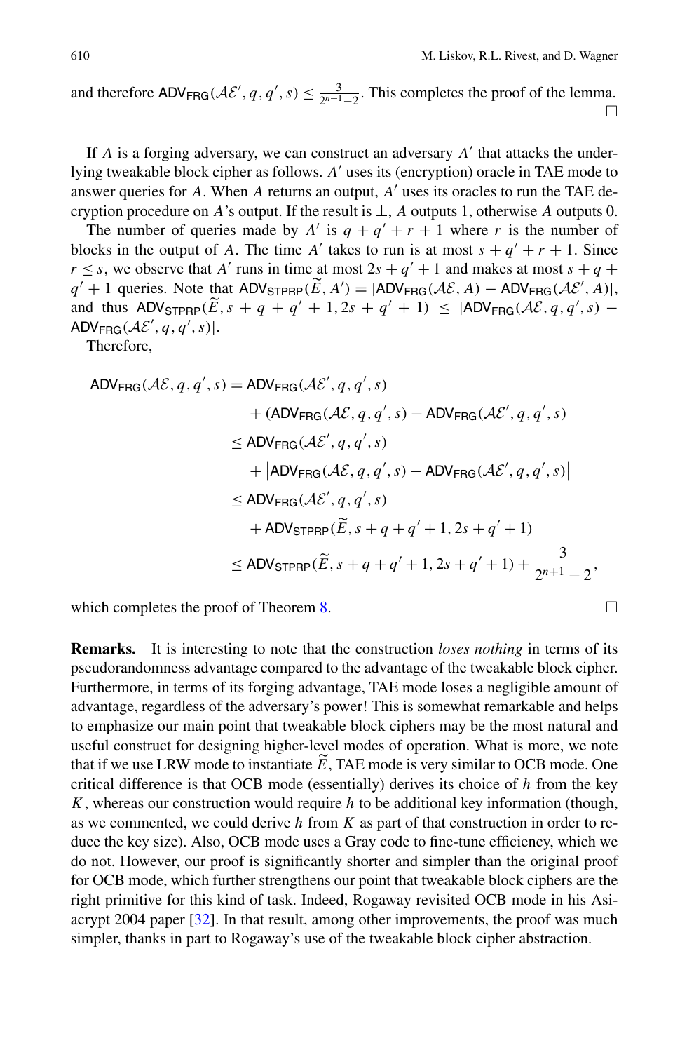and therefore $\mathsf{ADV}_{\mathsf{FRG}}(\mathcal{AE}', q, q', s) \le \frac{3}{2^{n+1}-2}$. This completes the proof of the lemma. □

If $A$ is a forging adversary, we can construct an adversary $A'$ that attacks the underlying tweakable block cipher as follows. $A'$ uses its (encryption) oracle in TAE mode to answer queries for $A$. When $A$ returns an output, $A'$ uses its oracles to run the TAE decryption procedure on $A$'s output. If the result is $\perp$, $A$ outputs 1, otherwise $A$ outputs 0.

The number of queries made by $A'$ is $q + q' + r + 1$ where $r$ is the number of blocks in the output of $A$. The time $A'$ takes to run is at most $s + q' + r + 1$. Since $r \le s$, we observe that $A'$ runs in time at most $2s + q' + 1$ and makes at most $s + q + q' + 1$ queries. Note that $\mathsf{ADV}_{\mathsf{STPRP}}(\widetilde{E}, A') = |\mathsf{ADV}_{\mathsf{FRG}}(\mathcal{AE}, A) - \mathsf{ADV}_{\mathsf{FRG}}(\mathcal{AE}', A)|$, and thus $\mathsf{ADV}_{\mathsf{STPRP}}(\widetilde{E}, s + q + q' + 1, 2s + q' + 1) \le |\mathsf{ADV}_{\mathsf{FRG}}(\mathcal{AE}, q, q', s) - \mathsf{ADV}_{\mathsf{FRG}}(\mathcal{AE}', q, q', s)|$.

Therefore,

$$
\begin{aligned}
\mathsf{ADV}_{\mathsf{FRG}}(\mathcal{AE}, q, q', s) &= \mathsf{ADV}_{\mathsf{FRG}}(\mathcal{AE}', q, q', s) \\
&\quad + (\mathsf{ADV}_{\mathsf{FRG}}(\mathcal{AE}, q, q', s) - \mathsf{ADV}_{\mathsf{FRG}}(\mathcal{AE}', q, q', s)) \\
&\le \mathsf{ADV}_{\mathsf{FRG}}(\mathcal{AE}', q, q', s) \\
&\quad + \left|\mathsf{ADV}_{\mathsf{FRG}}(\mathcal{AE}, q, q', s) - \mathsf{ADV}_{\mathsf{FRG}}(\mathcal{AE}', q, q', s)\right| \\
&\le \mathsf{ADV}_{\mathsf{FRG}}(\mathcal{AE}', q, q', s) \\
&\quad + \mathsf{ADV}_{\mathsf{STPRP}}(\widetilde{E}, s + q + q' + 1, 2s + q' + 1) \\
&\le \mathsf{ADV}_{\mathsf{STPRP}}(\widetilde{E}, s + q + q' + 1, 2s + q' + 1) + \frac{3}{2^{n+1}-2},
\end{aligned}
$$

which completes the proof of Theorem 8. □

**Remarks.** It is interesting to note that the construction *loses nothing* in terms of its pseudorandomness advantage compared to the advantage of the tweakable block cipher. Furthermore, in terms of its forging advantage, TAE mode loses a negligible amount of advantage, regardless of the adversary's power! This is somewhat remarkable and helps to emphasize our main point that tweakable block ciphers may be the most natural and useful construct for designing higher-level modes of operation. What is more, we note that if we use LRW mode to instantiate $\widetilde{E}$, TAE mode is very similar to OCB mode. One critical difference is that OCB mode (essentially) derives its choice of $h$ from the key $K$, whereas our construction would require $h$ to be additional key information (though, as we commented, we could derive $h$ from $K$ as part of that construction in order to reduce the key size). Also, OCB mode uses a Gray code to fine-tune efficiency, which we do not. However, our proof is significantly shorter and simpler than the original proof for OCB mode, which further strengthens our point that tweakable block ciphers are the right primitive for this kind of task. Indeed, Rogaway revisited OCB mode in his Asiacrypt 2004 paper [32]. In that result, among other improvements, the proof was much simpler, thanks in part to Rogaway's use of the tweakable block cipher abstraction.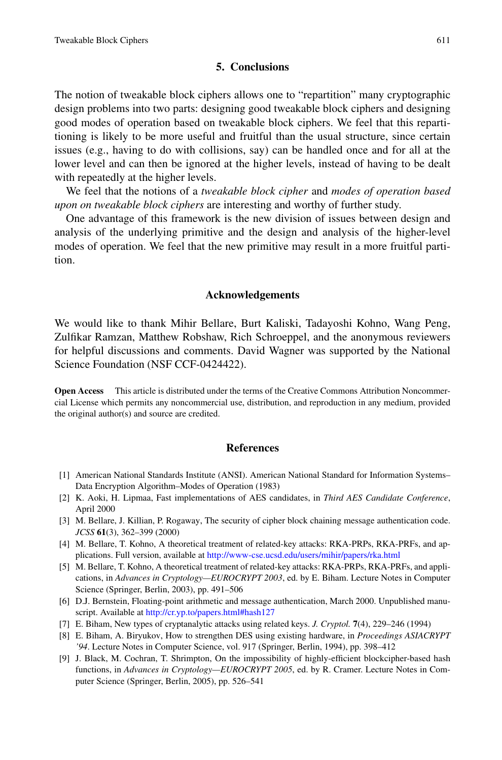## 5. Conclusions

The notion of tweakable block ciphers allows one to "repartition" many cryptographic design problems into two parts: designing good tweakable block ciphers and designing good modes of operation based on tweakable block ciphers. We feel that this repartitioning is likely to be more useful and fruitful than the usual structure, since certain issues (e.g., having to do with collisions, say) can be handled once and for all at the lower level and can then be ignored at the higher levels, instead of having to be dealt with repeatedly at the higher levels.

We feel that the notions of a *tweakable block cipher* and *modes of operation based upon on tweakable block ciphers* are interesting and worthy of further study.

One advantage of this framework is the new division of issues between design and analysis of the underlying primitive and the design and analysis of the higher-level modes of operation. We feel that the new primitive may result in a more fruitful partition.

## Acknowledgements

We would like to thank Mihir Bellare, Burt Kaliski, Tadayoshi Kohno, Wang Peng, Zulfikar Ramzan, Matthew Robshaw, Rich Schroeppel, and the anonymous reviewers for helpful discussions and comments. David Wagner was supported by the National Science Foundation (NSF CCF-0424422).

**Open Access** This article is distributed under the terms of the Creative Commons Attribution Noncommercial License which permits any noncommercial use, distribution, and reproduction in any medium, provided the original author(s) and source are credited.

## References

[1] American National Standards Institute (ANSI). American National Standard for Information Systems–Data Encryption Algorithm–Modes of Operation (1983)

[2] K. Aoki, H. Lipmaa, Fast implementations of AES candidates, in *Third AES Candidate Conference*, April 2000

[3] M. Bellare, J. Killian, P. Rogaway, The security of cipher block chaining message authentication code. *JCSS* **61**(3), 362–399 (2000)

[4] M. Bellare, T. Kohno, A theoretical treatment of related-key attacks: RKA-PRPs, RKA-PRFs, and applications. Full version, available at http://www-cse.ucsd.edu/users/mihir/papers/rka.html

[5] M. Bellare, T. Kohno, A theoretical treatment of related-key attacks: RKA-PRPs, RKA-PRFs, and applications, in *Advances in Cryptology—EUROCRYPT 2003*, ed. by E. Biham. Lecture Notes in Computer Science (Springer, Berlin, 2003), pp. 491–506

[6] D.J. Bernstein, Floating-point arithmetic and message authentication, March 2000. Unpublished manuscript. Available at http://cr.yp.to/papers.html#hash127

[7] E. Biham, New types of cryptanalytic attacks using related keys. *J. Cryptol.* **7**(4), 229–246 (1994)

[8] E. Biham, A. Biryukov, How to strengthen DES using existing hardware, in *Proceedings ASIACRYPT '94*. Lecture Notes in Computer Science, vol. 917 (Springer, Berlin, 1994), pp. 398–412

[9] J. Black, M. Cochran, T. Shrimpton, On the impossibility of highly-efficient blockcipher-based hash functions, in *Advances in Cryptology—EUROCRYPT 2005*, ed. by R. Cramer. Lecture Notes in Computer Science (Springer, Berlin, 2005), pp. 526–541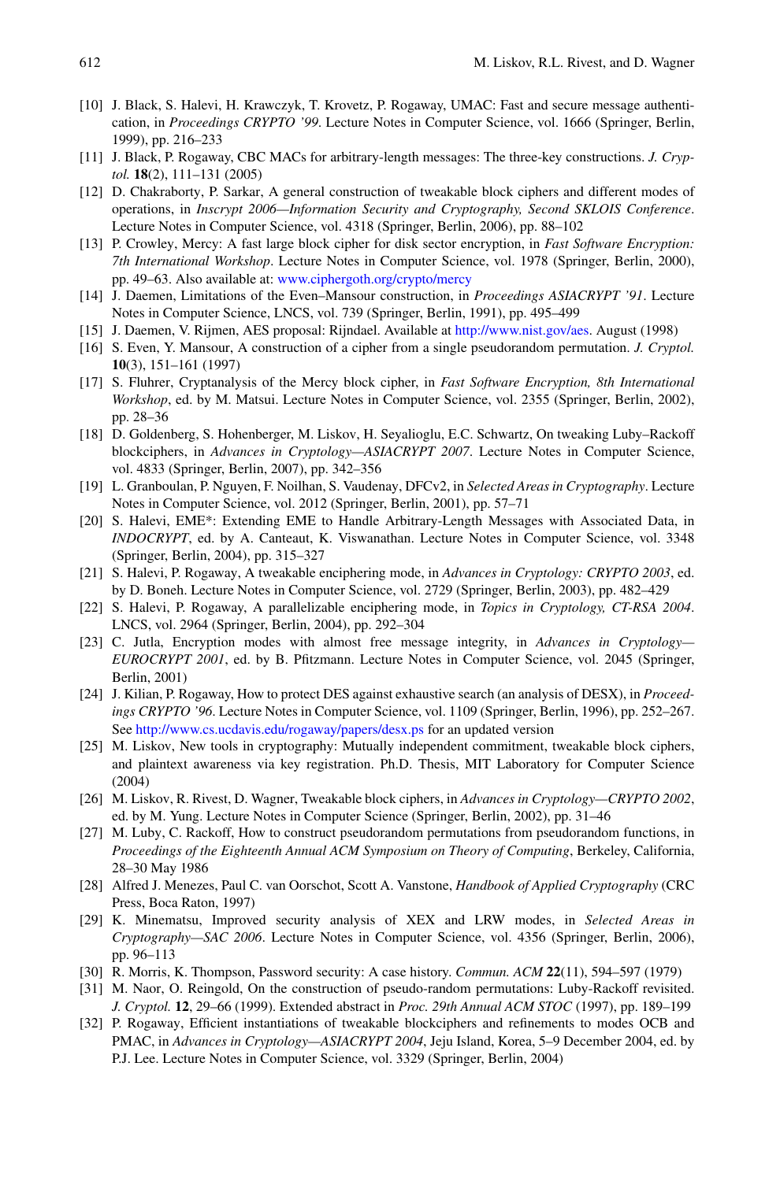[10] J. Black, S. Halevi, H. Krawczyk, T. Krovetz, P. Rogaway, UMAC: Fast and secure message authentication, in *Proceedings CRYPTO '99*. Lecture Notes in Computer Science, vol. 1666 (Springer, Berlin, 1999), pp. 216–233

[11] J. Black, P. Rogaway, CBC MACs for arbitrary-length messages: The three-key constructions. *J. Cryptol.* **18**(2), 111–131 (2005)

[12] D. Chakraborty, P. Sarkar, A general construction of tweakable block ciphers and different modes of operations, in *Inscrypt 2006—Information Security and Cryptography, Second SKLOIS Conference*. Lecture Notes in Computer Science, vol. 4318 (Springer, Berlin, 2006), pp. 88–102

[13] P. Crowley, Mercy: A fast large block cipher for disk sector encryption, in *Fast Software Encryption: 7th International Workshop*. Lecture Notes in Computer Science, vol. 1978 (Springer, Berlin, 2000), pp. 49–63. Also available at: www.ciphergoth.org/crypto/mercy

[14] J. Daemen, Limitations of the Even–Mansour construction, in *Proceedings ASIACRYPT '91*. Lecture Notes in Computer Science, LNCS, vol. 739 (Springer, Berlin, 1991), pp. 495–499

[15] J. Daemen, V. Rijmen, AES proposal: Rijndael. Available at http://www.nist.gov/aes. August (1998)

[16] S. Even, Y. Mansour, A construction of a cipher from a single pseudorandom permutation. *J. Cryptol.* **10**(3), 151–161 (1997)

[17] S. Fluhrer, Cryptanalysis of the Mercy block cipher, in *Fast Software Encryption, 8th International Workshop*, ed. by M. Matsui. Lecture Notes in Computer Science, vol. 2355 (Springer, Berlin, 2002), pp. 28–36

[18] D. Goldenberg, S. Hohenberger, M. Liskov, H. Seyalioglu, E.C. Schwartz, On tweaking Luby–Rackoff blockciphers, in *Advances in Cryptology—ASIACRYPT 2007*. Lecture Notes in Computer Science, vol. 4833 (Springer, Berlin, 2007), pp. 342–356

[19] L. Granboulan, P. Nguyen, F. Noilhan, S. Vaudenay, DFCv2, in *Selected Areas in Cryptography*. Lecture Notes in Computer Science, vol. 2012 (Springer, Berlin, 2001), pp. 57–71

[20] S. Halevi, EME*: Extending EME to Handle Arbitrary-Length Messages with Associated Data, in *INDOCRYPT*, ed. by A. Canteaut, K. Viswanathan. Lecture Notes in Computer Science, vol. 3348 (Springer, Berlin, 2004), pp. 315–327

[21] S. Halevi, P. Rogaway, A tweakable enciphering mode, in *Advances in Cryptology: CRYPTO 2003*, ed. by D. Boneh. Lecture Notes in Computer Science, vol. 2729 (Springer, Berlin, 2003), pp. 482–429

[22] S. Halevi, P. Rogaway, A parallelizable enciphering mode, in *Topics in Cryptology, CT-RSA 2004*. LNCS, vol. 2964 (Springer, Berlin, 2004), pp. 292–304

[23] C. Jutla, Encryption modes with almost free message integrity, in *Advances in Cryptology—EUROCRYPT 2001*, ed. by B. Pfitzmann. Lecture Notes in Computer Science, vol. 2045 (Springer, Berlin, 2001)

[24] J. Kilian, P. Rogaway, How to protect DES against exhaustive search (an analysis of DESX), in *Proceedings CRYPTO '96*. Lecture Notes in Computer Science, vol. 1109 (Springer, Berlin, 1996), pp. 252–267. See http://www.cs.ucdavis.edu/rogaway/papers/desx.ps for an updated version

[25] M. Liskov, New tools in cryptography: Mutually independent commitment, tweakable block ciphers, and plaintext awareness via key registration. Ph.D. Thesis, MIT Laboratory for Computer Science (2004)

[26] M. Liskov, R. Rivest, D. Wagner, Tweakable block ciphers, in *Advances in Cryptology—CRYPTO 2002*, ed. by M. Yung. Lecture Notes in Computer Science (Springer, Berlin, 2002), pp. 31–46

[27] M. Luby, C. Rackoff, How to construct pseudorandom permutations from pseudorandom functions, in *Proceedings of the Eighteenth Annual ACM Symposium on Theory of Computing*, Berkeley, California, 28–30 May 1986

[28] Alfred J. Menezes, Paul C. van Oorschot, Scott A. Vanstone, *Handbook of Applied Cryptography* (CRC Press, Boca Raton, 1997)

[29] K. Minematsu, Improved security analysis of XEX and LRW modes, in *Selected Areas in Cryptography—SAC 2006*. Lecture Notes in Computer Science, vol. 4356 (Springer, Berlin, 2006), pp. 96–113

[30] R. Morris, K. Thompson, Password security: A case history. *Commun. ACM* **22**(11), 594–597 (1979)

[31] M. Naor, O. Reingold, On the construction of pseudo-random permutations: Luby-Rackoff revisited. *J. Cryptol.* **12**, 29–66 (1999). Extended abstract in *Proc. 29th Annual ACM STOC* (1997), pp. 189–199

[32] P. Rogaway, Efficient instantiations of tweakable blockciphers and refinements to modes OCB and PMAC, in *Advances in Cryptology—ASIACRYPT 2004*, Jeju Island, Korea, 5–9 December 2004, ed. by P.J. Lee. Lecture Notes in Computer Science, vol. 3329 (Springer, Berlin, 2004)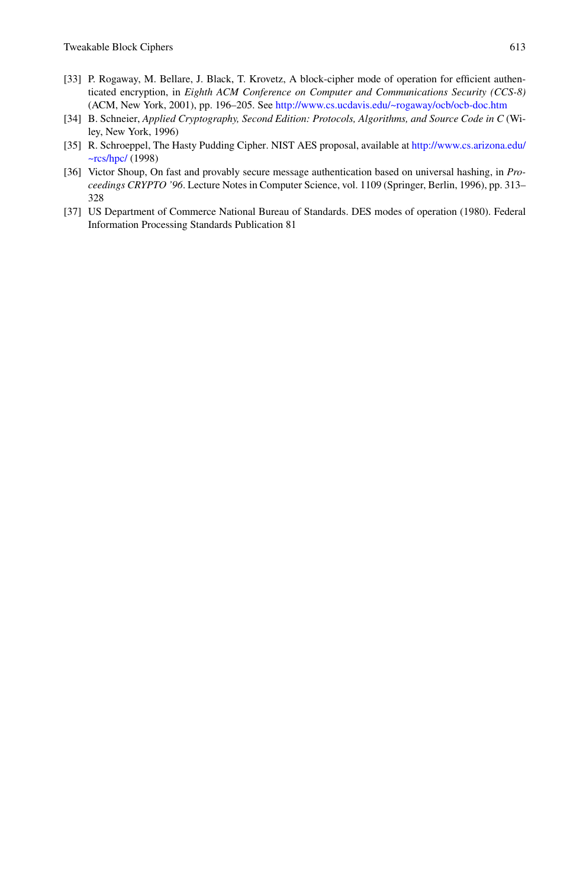[33] P. Rogaway, M. Bellare, J. Black, T. Krovetz, A block-cipher mode of operation for efficient authenticated encryption, in *Eighth ACM Conference on Computer and Communications Security (CCS-8)* (ACM, New York, 2001), pp. 196–205. See http://www.cs.ucdavis.edu/~rogaway/ocb/ocb-doc.htm

[34] B. Schneier, *Applied Cryptography, Second Edition: Protocols, Algorithms, and Source Code in C* (Wiley, New York, 1996)

[35] R. Schroeppel, The Hasty Pudding Cipher. NIST AES proposal, available at http://www.cs.arizona.edu/~rcs/hpc/ (1998)

[36] Victor Shoup, On fast and provably secure message authentication based on universal hashing, in *Proceedings CRYPTO '96*. Lecture Notes in Computer Science, vol. 1109 (Springer, Berlin, 1996), pp. 313–328

[37] US Department of Commerce National Bureau of Standards. DES modes of operation (1980). Federal Information Processing Standards Publication 81